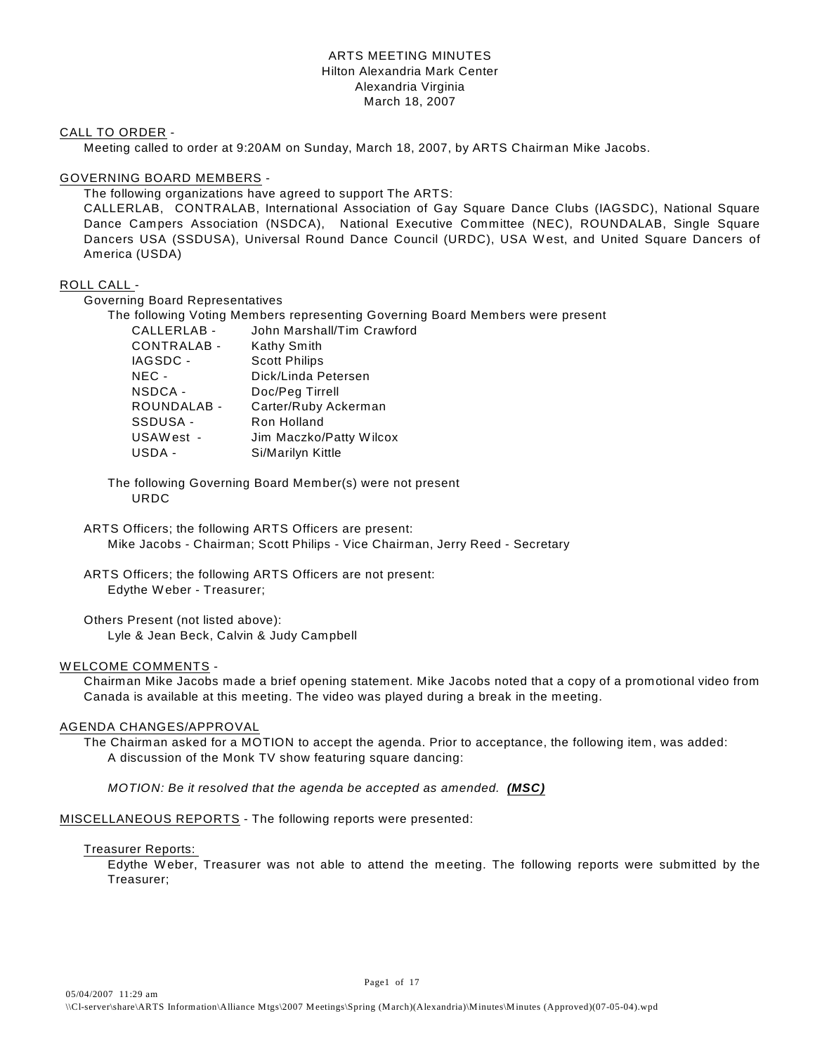ARTS MEETING MINUTES
Hilton Alexandria Mark Center
Alexandria Virginia
March 18, 2007

CALL TO ORDER -

Meeting called to order at 9:20AM on Sunday, March 18, 2007, by ARTS Chairman Mike Jacobs.

GOVERNING BOARD MEMBERS -

The following organizations have agreed to support The ARTS:

CALLERLAB, CONTRALAB, International Association of Gay Square Dance Clubs (IAGSDC), National Square Dance Campers Association (NSDCA), National Executive Committee (NEC), ROUNDALAB, Single Square Dancers USA (SSDUSA), Universal Round Dance Council (URDC), USA West, and United Square Dancers of America (USDA)

ROLL CALL -

Governing Board Representatives

The following Voting Members representing Governing Board Members were present

| | |
|---|---|
| CALLERLAB - | John Marshall/Tim Crawford |
| CONTRALAB - | Kathy Smith |
| IAGSDC - | Scott Philips |
| NEC - | Dick/Linda Petersen |
| NSDCA - | Doc/Peg Tirrell |
| ROUNDALAB - | Carter/Ruby Ackerman |
| SSDUSA - | Ron Holland |
| USAWest - | Jim Maczko/Patty Wilcox |
| USDA - | Si/Marilyn Kittle |

The following Governing Board Member(s) were not present

URDC

ARTS Officers; the following ARTS Officers are present:

Mike Jacobs - Chairman; Scott Philips - Vice Chairman, Jerry Reed - Secretary

ARTS Officers; the following ARTS Officers are not present:

Edythe Weber - Treasurer;

Others Present (not listed above):

Lyle & Jean Beck, Calvin & Judy Campbell

WELCOME COMMENTS -

Chairman Mike Jacobs made a brief opening statement. Mike Jacobs noted that a copy of a promotional video from Canada is available at this meeting. The video was played during a break in the meeting.

AGENDA CHANGES/APPROVAL

The Chairman asked for a MOTION to accept the agenda. Prior to acceptance, the following item, was added:

A discussion of the Monk TV show featuring square dancing:

*MOTION: Be it resolved that the agenda be accepted as amended.* ***(MSC)***

MISCELLANEOUS REPORTS - The following reports were presented:

Treasurer Reports:

Edythe Weber, Treasurer was not able to attend the meeting. The following reports were submitted by the Treasurer;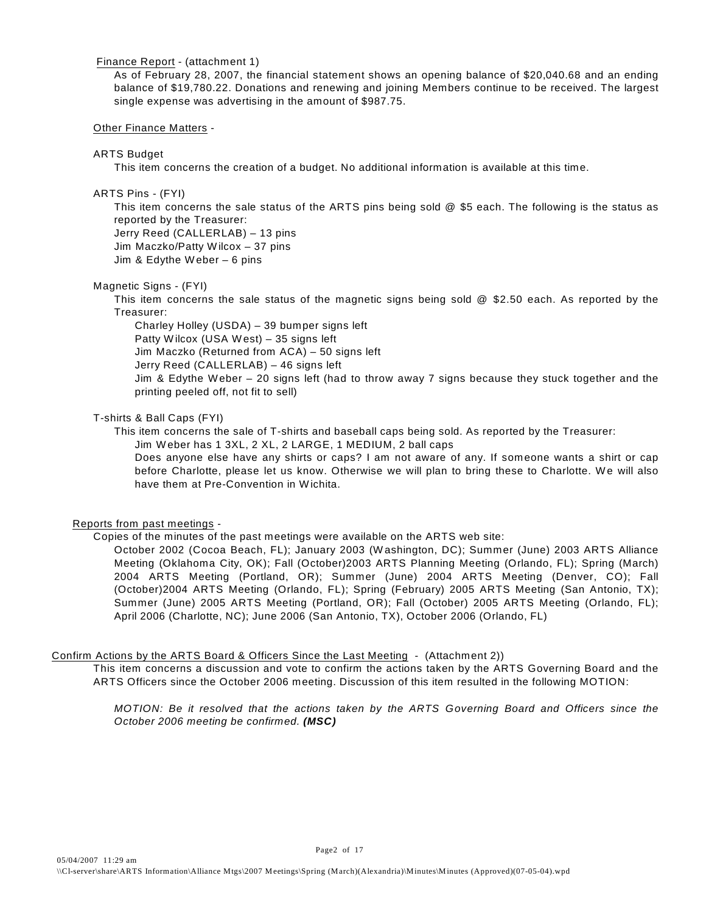Finance Report - (attachment 1)

As of February 28, 2007, the financial statement shows an opening balance of $20,040.68 and an ending balance of $19,780.22. Donations and renewing and joining Members continue to be received. The largest single expense was advertising in the amount of $987.75.

Other Finance Matters -

ARTS Budget

This item concerns the creation of a budget. No additional information is available at this time.

ARTS Pins - (FYI)

This item concerns the sale status of the ARTS pins being sold @ $5 each. The following is the status as reported by the Treasurer:
Jerry Reed (CALLERLAB) – 13 pins
Jim Maczko/Patty Wilcox – 37 pins
Jim & Edythe Weber – 6 pins

Magnetic Signs - (FYI)

This item concerns the sale status of the magnetic signs being sold @ $2.50 each. As reported by the Treasurer:

Charley Holley (USDA) – 39 bumper signs left
Patty Wilcox (USA West) – 35 signs left
Jim Maczko (Returned from ACA) – 50 signs left
Jerry Reed (CALLERLAB) – 46 signs left
Jim & Edythe Weber – 20 signs left (had to throw away 7 signs because they stuck together and the printing peeled off, not fit to sell)

T-shirts & Ball Caps (FYI)

This item concerns the sale of T-shirts and baseball caps being sold. As reported by the Treasurer:

Jim Weber has 1 3XL, 2 XL, 2 LARGE, 1 MEDIUM, 2 ball caps
Does anyone else have any shirts or caps? I am not aware of any. If someone wants a shirt or cap before Charlotte, please let us know. Otherwise we will plan to bring these to Charlotte. We will also have them at Pre-Convention in Wichita.

Reports from past meetings -

Copies of the minutes of the past meetings were available on the ARTS web site:

October 2002 (Cocoa Beach, FL); January 2003 (Washington, DC); Summer (June) 2003 ARTS Alliance Meeting (Oklahoma City, OK); Fall (October)2003 ARTS Planning Meeting (Orlando, FL); Spring (March) 2004 ARTS Meeting (Portland, OR); Summer (June) 2004 ARTS Meeting (Denver, CO); Fall (October)2004 ARTS Meeting (Orlando, FL); Spring (February) 2005 ARTS Meeting (San Antonio, TX); Summer (June) 2005 ARTS Meeting (Portland, OR); Fall (October) 2005 ARTS Meeting (Orlando, FL); April 2006 (Charlotte, NC); June 2006 (San Antonio, TX), October 2006 (Orlando, FL)

Confirm Actions by the ARTS Board & Officers Since the Last Meeting - (Attachment 2))

This item concerns a discussion and vote to confirm the actions taken by the ARTS Governing Board and the ARTS Officers since the October 2006 meeting. Discussion of this item resulted in the following MOTION:

*MOTION: Be it resolved that the actions taken by the ARTS Governing Board and Officers since the October 2006 meeting be confirmed.* ***(MSC)***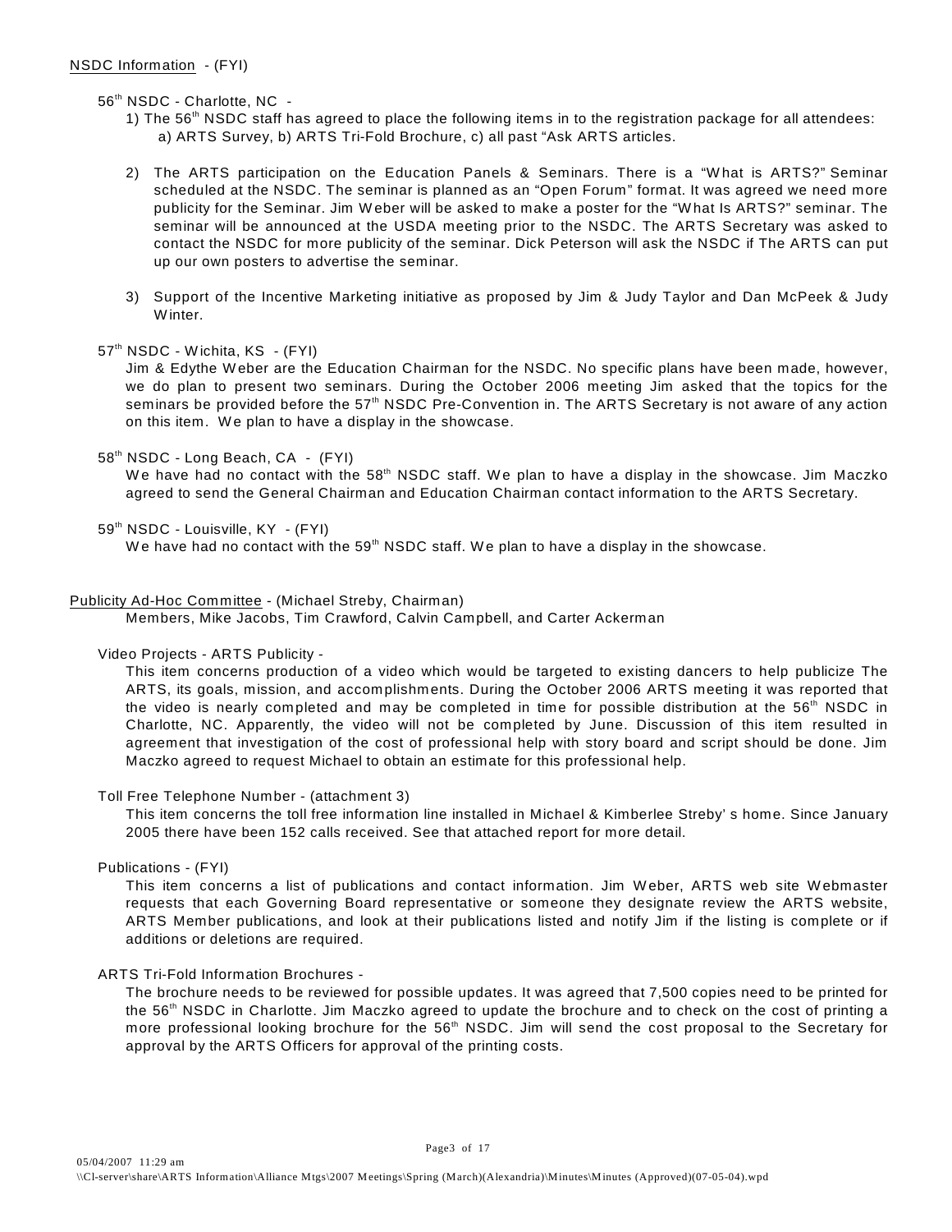NSDC Information - (FYI)

56th NSDC - Charlotte, NC -

1) The 56th NSDC staff has agreed to place the following items in to the registration package for all attendees: a) ARTS Survey, b) ARTS Tri-Fold Brochure, c) all past "Ask ARTS articles.

2) The ARTS participation on the Education Panels & Seminars. There is a "What is ARTS?" Seminar scheduled at the NSDC. The seminar is planned as an "Open Forum" format. It was agreed we need more publicity for the Seminar. Jim Weber will be asked to make a poster for the "What Is ARTS?" seminar. The seminar will be announced at the USDA meeting prior to the NSDC. The ARTS Secretary was asked to contact the NSDC for more publicity of the seminar. Dick Peterson will ask the NSDC if The ARTS can put up our own posters to advertise the seminar.

3) Support of the Incentive Marketing initiative as proposed by Jim & Judy Taylor and Dan McPeek & Judy Winter.

57th NSDC - Wichita, KS - (FYI)

Jim & Edythe Weber are the Education Chairman for the NSDC. No specific plans have been made, however, we do plan to present two seminars. During the October 2006 meeting Jim asked that the topics for the seminars be provided before the 57th NSDC Pre-Convention in. The ARTS Secretary is not aware of any action on this item. We plan to have a display in the showcase.

58th NSDC - Long Beach, CA - (FYI)

We have had no contact with the 58th NSDC staff. We plan to have a display in the showcase. Jim Maczko agreed to send the General Chairman and Education Chairman contact information to the ARTS Secretary.

59th NSDC - Louisville, KY - (FYI)

We have had no contact with the 59th NSDC staff. We plan to have a display in the showcase.

Publicity Ad-Hoc Committee - (Michael Streby, Chairman)

Members, Mike Jacobs, Tim Crawford, Calvin Campbell, and Carter Ackerman

Video Projects - ARTS Publicity -

This item concerns production of a video which would be targeted to existing dancers to help publicize The ARTS, its goals, mission, and accomplishments. During the October 2006 ARTS meeting it was reported that the video is nearly completed and may be completed in time for possible distribution at the 56th NSDC in Charlotte, NC. Apparently, the video will not be completed by June. Discussion of this item resulted in agreement that investigation of the cost of professional help with story board and script should be done. Jim Maczko agreed to request Michael to obtain an estimate for this professional help.

Toll Free Telephone Number - (attachment 3)

This item concerns the toll free information line installed in Michael & Kimberlee Streby' s home. Since January 2005 there have been 152 calls received. See that attached report for more detail.

Publications - (FYI)

This item concerns a list of publications and contact information. Jim Weber, ARTS web site Webmaster requests that each Governing Board representative or someone they designate review the ARTS website, ARTS Member publications, and look at their publications listed and notify Jim if the listing is complete or if additions or deletions are required.

ARTS Tri-Fold Information Brochures -

The brochure needs to be reviewed for possible updates. It was agreed that 7,500 copies need to be printed for the 56th NSDC in Charlotte. Jim Maczko agreed to update the brochure and to check on the cost of printing a more professional looking brochure for the 56th NSDC. Jim will send the cost proposal to the Secretary for approval by the ARTS Officers for approval of the printing costs.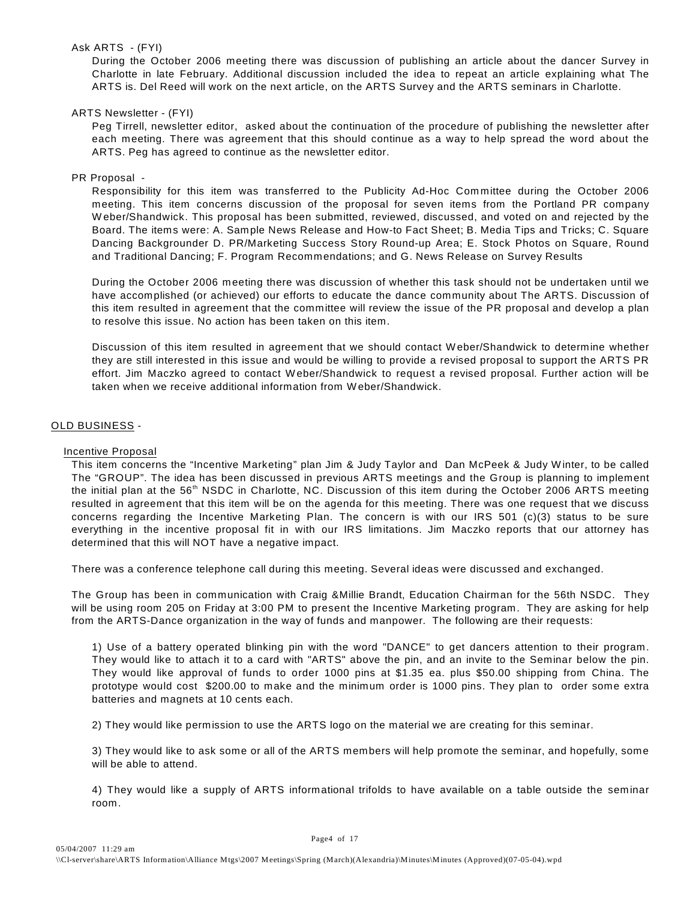Ask ARTS - (FYI)

During the October 2006 meeting there was discussion of publishing an article about the dancer Survey in Charlotte in late February. Additional discussion included the idea to repeat an article explaining what The ARTS is. Del Reed will work on the next article, on the ARTS Survey and the ARTS seminars in Charlotte.

ARTS Newsletter - (FYI)

Peg Tirrell, newsletter editor, asked about the continuation of the procedure of publishing the newsletter after each meeting. There was agreement that this should continue as a way to help spread the word about the ARTS. Peg has agreed to continue as the newsletter editor.

PR Proposal -

Responsibility for this item was transferred to the Publicity Ad-Hoc Committee during the October 2006 meeting. This item concerns discussion of the proposal for seven items from the Portland PR company Weber/Shandwick. This proposal has been submitted, reviewed, discussed, and voted on and rejected by the Board. The items were: A. Sample News Release and How-to Fact Sheet; B. Media Tips and Tricks; C. Square Dancing Backgrounder D. PR/Marketing Success Story Round-up Area; E. Stock Photos on Square, Round and Traditional Dancing; F. Program Recommendations; and G. News Release on Survey Results

During the October 2006 meeting there was discussion of whether this task should not be undertaken until we have accomplished (or achieved) our efforts to educate the dance community about The ARTS. Discussion of this item resulted in agreement that the committee will review the issue of the PR proposal and develop a plan to resolve this issue. No action has been taken on this item.

Discussion of this item resulted in agreement that we should contact Weber/Shandwick to determine whether they are still interested in this issue and would be willing to provide a revised proposal to support the ARTS PR effort. Jim Maczko agreed to contact Weber/Shandwick to request a revised proposal. Further action will be taken when we receive additional information from Weber/Shandwick.

## OLD BUSINESS -

### Incentive Proposal

This item concerns the "Incentive Marketing" plan Jim & Judy Taylor and Dan McPeek & Judy Winter, to be called The "GROUP". The idea has been discussed in previous ARTS meetings and the Group is planning to implement the initial plan at the 56th NSDC in Charlotte, NC. Discussion of this item during the October 2006 ARTS meeting resulted in agreement that this item will be on the agenda for this meeting. There was one request that we discuss concerns regarding the Incentive Marketing Plan. The concern is with our IRS 501 (c)(3) status to be sure everything in the incentive proposal fit in with our IRS limitations. Jim Maczko reports that our attorney has determined that this will NOT have a negative impact.

There was a conference telephone call during this meeting. Several ideas were discussed and exchanged.

The Group has been in communication with Craig &Millie Brandt, Education Chairman for the 56th NSDC. They will be using room 205 on Friday at 3:00 PM to present the Incentive Marketing program. They are asking for help from the ARTS-Dance organization in the way of funds and manpower. The following are their requests:

1) Use of a battery operated blinking pin with the word "DANCE" to get dancers attention to their program. They would like to attach it to a card with "ARTS" above the pin, and an invite to the Seminar below the pin. They would like approval of funds to order 1000 pins at $1.35 ea. plus $50.00 shipping from China. The prototype would cost $200.00 to make and the minimum order is 1000 pins. They plan to order some extra batteries and magnets at 10 cents each.

2) They would like permission to use the ARTS logo on the material we are creating for this seminar.

3) They would like to ask some or all of the ARTS members will help promote the seminar, and hopefully, some will be able to attend.

4) They would like a supply of ARTS informational trifolds to have available on a table outside the seminar room.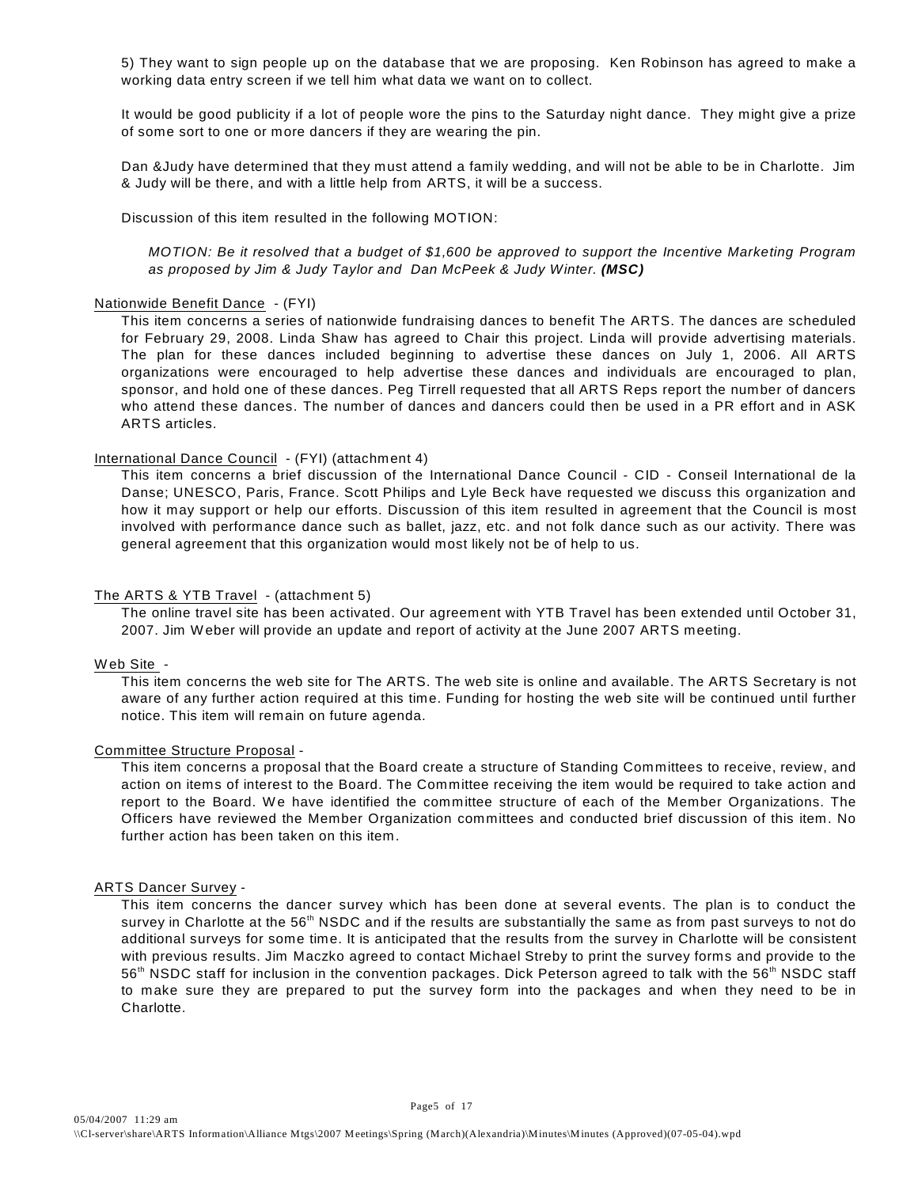5) They want to sign people up on the database that we are proposing. Ken Robinson has agreed to make a working data entry screen if we tell him what data we want on to collect.

It would be good publicity if a lot of people wore the pins to the Saturday night dance. They might give a prize of some sort to one or more dancers if they are wearing the pin.

Dan &Judy have determined that they must attend a family wedding, and will not be able to be in Charlotte. Jim & Judy will be there, and with a little help from ARTS, it will be a success.

Discussion of this item resulted in the following MOTION:

> *MOTION: Be it resolved that a budget of $1,600 be approved to support the Incentive Marketing Program as proposed by Jim & Judy Taylor and Dan McPeek & Judy Winter.* ***(MSC)***

Nationwide Benefit Dance - (FYI)

This item concerns a series of nationwide fundraising dances to benefit The ARTS. The dances are scheduled for February 29, 2008. Linda Shaw has agreed to Chair this project. Linda will provide advertising materials. The plan for these dances included beginning to advertise these dances on July 1, 2006. All ARTS organizations were encouraged to help advertise these dances and individuals are encouraged to plan, sponsor, and hold one of these dances. Peg Tirrell requested that all ARTS Reps report the number of dancers who attend these dances. The number of dances and dancers could then be used in a PR effort and in ASK ARTS articles.

International Dance Council - (FYI) (attachment 4)

This item concerns a brief discussion of the International Dance Council - CID - Conseil International de la Danse; UNESCO, Paris, France. Scott Philips and Lyle Beck have requested we discuss this organization and how it may support or help our efforts. Discussion of this item resulted in agreement that the Council is most involved with performance dance such as ballet, jazz, etc. and not folk dance such as our activity. There was general agreement that this organization would most likely not be of help to us.

The ARTS & YTB Travel - (attachment 5)

The online travel site has been activated. Our agreement with YTB Travel has been extended until October 31, 2007. Jim Weber will provide an update and report of activity at the June 2007 ARTS meeting.

Web Site -

This item concerns the web site for The ARTS. The web site is online and available. The ARTS Secretary is not aware of any further action required at this time. Funding for hosting the web site will be continued until further notice. This item will remain on future agenda.

Committee Structure Proposal -

This item concerns a proposal that the Board create a structure of Standing Committees to receive, review, and action on items of interest to the Board. The Committee receiving the item would be required to take action and report to the Board. We have identified the committee structure of each of the Member Organizations. The Officers have reviewed the Member Organization committees and conducted brief discussion of this item. No further action has been taken on this item.

ARTS Dancer Survey -

This item concerns the dancer survey which has been done at several events. The plan is to conduct the survey in Charlotte at the 56th NSDC and if the results are substantially the same as from past surveys to not do additional surveys for some time. It is anticipated that the results from the survey in Charlotte will be consistent with previous results. Jim Maczko agreed to contact Michael Streby to print the survey forms and provide to the 56th NSDC staff for inclusion in the convention packages. Dick Peterson agreed to talk with the 56th NSDC staff to make sure they are prepared to put the survey form into the packages and when they need to be in Charlotte.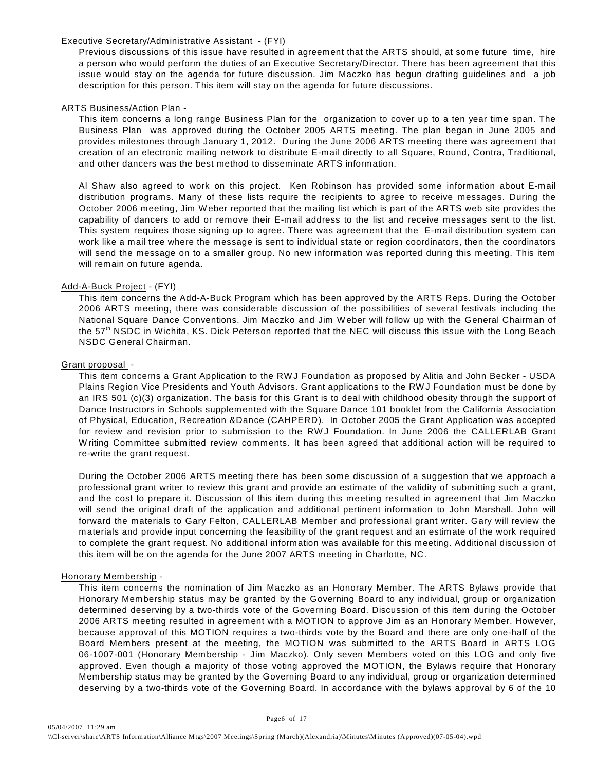Executive Secretary/Administrative Assistant - (FYI)

Previous discussions of this issue have resulted in agreement that the ARTS should, at some future time, hire a person who would perform the duties of an Executive Secretary/Director. There has been agreement that this issue would stay on the agenda for future discussion. Jim Maczko has begun drafting guidelines and a job description for this person. This item will stay on the agenda for future discussions.

ARTS Business/Action Plan -

This item concerns a long range Business Plan for the organization to cover up to a ten year time span. The Business Plan was approved during the October 2005 ARTS meeting. The plan began in June 2005 and provides milestones through January 1, 2012. During the June 2006 ARTS meeting there was agreement that creation of an electronic mailing network to distribute E-mail directly to all Square, Round, Contra, Traditional, and other dancers was the best method to disseminate ARTS information.

Al Shaw also agreed to work on this project. Ken Robinson has provided some information about E-mail distribution programs. Many of these lists require the recipients to agree to receive messages. During the October 2006 meeting, Jim Weber reported that the mailing list which is part of the ARTS web site provides the capability of dancers to add or remove their E-mail address to the list and receive messages sent to the list. This system requires those signing up to agree. There was agreement that the E-mail distribution system can work like a mail tree where the message is sent to individual state or region coordinators, then the coordinators will send the message on to a smaller group. No new information was reported during this meeting. This item will remain on future agenda.

Add-A-Buck Project - (FYI)

This item concerns the Add-A-Buck Program which has been approved by the ARTS Reps. During the October 2006 ARTS meeting, there was considerable discussion of the possibilities of several festivals including the National Square Dance Conventions. Jim Maczko and Jim Weber will follow up with the General Chairman of the 57th NSDC in Wichita, KS. Dick Peterson reported that the NEC will discuss this issue with the Long Beach NSDC General Chairman.

Grant proposal -

This item concerns a Grant Application to the RWJ Foundation as proposed by Alitia and John Becker - USDA Plains Region Vice Presidents and Youth Advisors. Grant applications to the RWJ Foundation must be done by an IRS 501 (c)(3) organization. The basis for this Grant is to deal with childhood obesity through the support of Dance Instructors in Schools supplemented with the Square Dance 101 booklet from the California Association of Physical, Education, Recreation &Dance (CAHPERD). In October 2005 the Grant Application was accepted for review and revision prior to submission to the RWJ Foundation. In June 2006 the CALLERLAB Grant Writing Committee submitted review comments. It has been agreed that additional action will be required to re-write the grant request.

During the October 2006 ARTS meeting there has been some discussion of a suggestion that we approach a professional grant writer to review this grant and provide an estimate of the validity of submitting such a grant, and the cost to prepare it. Discussion of this item during this meeting resulted in agreement that Jim Maczko will send the original draft of the application and additional pertinent information to John Marshall. John will forward the materials to Gary Felton, CALLERLAB Member and professional grant writer. Gary will review the materials and provide input concerning the feasibility of the grant request and an estimate of the work required to complete the grant request. No additional information was available for this meeting. Additional discussion of this item will be on the agenda for the June 2007 ARTS meeting in Charlotte, NC.

Honorary Membership -

This item concerns the nomination of Jim Maczko as an Honorary Member. The ARTS Bylaws provide that Honorary Membership status may be granted by the Governing Board to any individual, group or organization determined deserving by a two-thirds vote of the Governing Board. Discussion of this item during the October 2006 ARTS meeting resulted in agreement with a MOTION to approve Jim as an Honorary Member. However, because approval of this MOTION requires a two-thirds vote by the Board and there are only one-half of the Board Members present at the meeting, the MOTION was submitted to the ARTS Board in ARTS LOG 06-1007-001 (Honorary Membership - Jim Maczko). Only seven Members voted on this LOG and only five approved. Even though a majority of those voting approved the MOTION, the Bylaws require that Honorary Membership status may be granted by the Governing Board to any individual, group or organization determined deserving by a two-thirds vote of the Governing Board. In accordance with the bylaws approval by 6 of the 10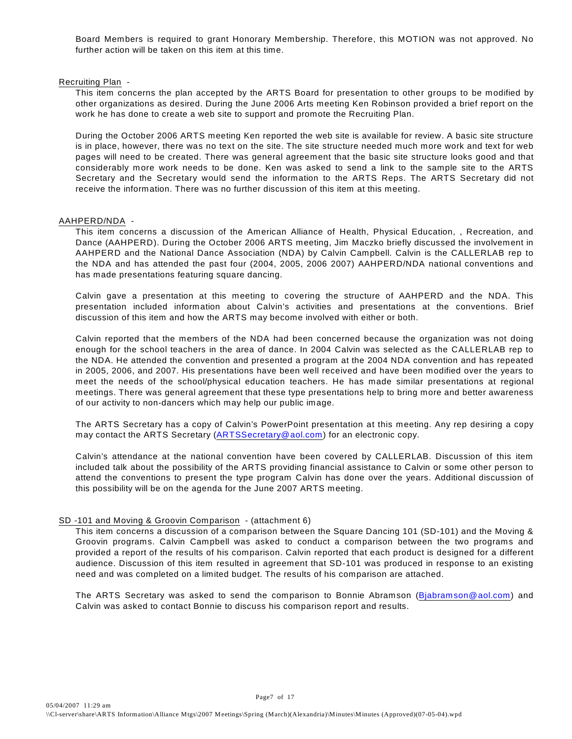Board Members is required to grant Honorary Membership. Therefore, this MOTION was not approved. No further action will be taken on this item at this time.

Recruiting Plan -

This item concerns the plan accepted by the ARTS Board for presentation to other groups to be modified by other organizations as desired. During the June 2006 Arts meeting Ken Robinson provided a brief report on the work he has done to create a web site to support and promote the Recruiting Plan.

During the October 2006 ARTS meeting Ken reported the web site is available for review. A basic site structure is in place, however, there was no text on the site. The site structure needed much more work and text for web pages will need to be created. There was general agreement that the basic site structure looks good and that considerably more work needs to be done. Ken was asked to send a link to the sample site to the ARTS Secretary and the Secretary would send the information to the ARTS Reps. The ARTS Secretary did not receive the information. There was no further discussion of this item at this meeting.

AAHPERD/NDA -

This item concerns a discussion of the American Alliance of Health, Physical Education, , Recreation, and Dance (AAHPERD). During the October 2006 ARTS meeting, Jim Maczko briefly discussed the involvement in AAHPERD and the National Dance Association (NDA) by Calvin Campbell. Calvin is the CALLERLAB rep to the NDA and has attended the past four (2004, 2005, 2006 2007) AAHPERD/NDA national conventions and has made presentations featuring square dancing.

Calvin gave a presentation at this meeting to covering the structure of AAHPERD and the NDA. This presentation included information about Calvin's activities and presentations at the conventions. Brief discussion of this item and how the ARTS may become involved with either or both.

Calvin reported that the members of the NDA had been concerned because the organization was not doing enough for the school teachers in the area of dance. In 2004 Calvin was selected as the CALLERLAB rep to the NDA. He attended the convention and presented a program at the 2004 NDA convention and has repeated in 2005, 2006, and 2007. His presentations have been well received and have been modified over the years to meet the needs of the school/physical education teachers. He has made similar presentations at regional meetings. There was general agreement that these type presentations help to bring more and better awareness of our activity to non-dancers which may help our public image.

The ARTS Secretary has a copy of Calvin's PowerPoint presentation at this meeting. Any rep desiring a copy may contact the ARTS Secretary (ARTSSecretary@aol.com) for an electronic copy.

Calvin's attendance at the national convention have been covered by CALLERLAB. Discussion of this item included talk about the possibility of the ARTS providing financial assistance to Calvin or some other person to attend the conventions to present the type program Calvin has done over the years. Additional discussion of this possibility will be on the agenda for the June 2007 ARTS meeting.

SD -101 and Moving & Groovin Comparison - (attachment 6)

This item concerns a discussion of a comparison between the Square Dancing 101 (SD-101) and the Moving & Groovin programs. Calvin Campbell was asked to conduct a comparison between the two programs and provided a report of the results of his comparison. Calvin reported that each product is designed for a different audience. Discussion of this item resulted in agreement that SD-101 was produced in response to an existing need and was completed on a limited budget. The results of his comparison are attached.

The ARTS Secretary was asked to send the comparison to Bonnie Abramson (Bjabramson@aol.com) and Calvin was asked to contact Bonnie to discuss his comparison report and results.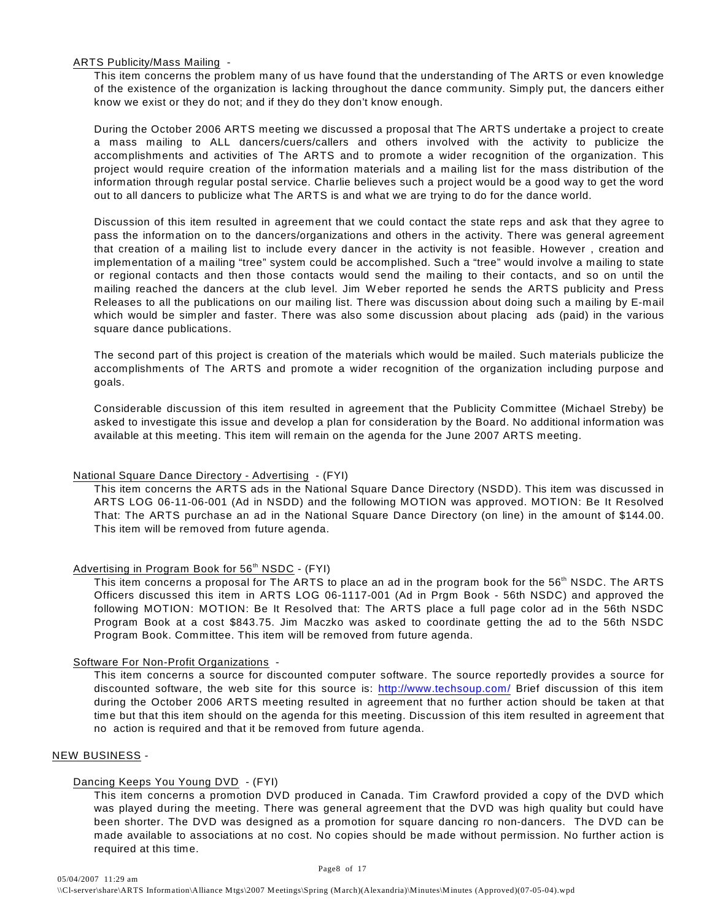ARTS Publicity/Mass Mailing -

This item concerns the problem many of us have found that the understanding of The ARTS or even knowledge of the existence of the organization is lacking throughout the dance community. Simply put, the dancers either know we exist or they do not; and if they do they don't know enough.

During the October 2006 ARTS meeting we discussed a proposal that The ARTS undertake a project to create a mass mailing to ALL dancers/cuers/callers and others involved with the activity to publicize the accomplishments and activities of The ARTS and to promote a wider recognition of the organization. This project would require creation of the information materials and a mailing list for the mass distribution of the information through regular postal service. Charlie believes such a project would be a good way to get the word out to all dancers to publicize what The ARTS is and what we are trying to do for the dance world.

Discussion of this item resulted in agreement that we could contact the state reps and ask that they agree to pass the information on to the dancers/organizations and others in the activity. There was general agreement that creation of a mailing list to include every dancer in the activity is not feasible. However , creation and implementation of a mailing "tree" system could be accomplished. Such a "tree" would involve a mailing to state or regional contacts and then those contacts would send the mailing to their contacts, and so on until the mailing reached the dancers at the club level. Jim Weber reported he sends the ARTS publicity and Press Releases to all the publications on our mailing list. There was discussion about doing such a mailing by E-mail which would be simpler and faster. There was also some discussion about placing ads (paid) in the various square dance publications.

The second part of this project is creation of the materials which would be mailed. Such materials publicize the accomplishments of The ARTS and promote a wider recognition of the organization including purpose and goals.

Considerable discussion of this item resulted in agreement that the Publicity Committee (Michael Streby) be asked to investigate this issue and develop a plan for consideration by the Board. No additional information was available at this meeting. This item will remain on the agenda for the June 2007 ARTS meeting.

National Square Dance Directory - Advertising - (FYI)

This item concerns the ARTS ads in the National Square Dance Directory (NSDD). This item was discussed in ARTS LOG 06-11-06-001 (Ad in NSDD) and the following MOTION was approved. MOTION: Be It Resolved That: The ARTS purchase an ad in the National Square Dance Directory (on line) in the amount of $144.00. This item will be removed from future agenda.

Advertising in Program Book for 56th NSDC - (FYI)

This item concerns a proposal for The ARTS to place an ad in the program book for the 56th NSDC. The ARTS Officers discussed this item in ARTS LOG 06-1117-001 (Ad in Prgm Book - 56th NSDC) and approved the following MOTION: MOTION: Be It Resolved that: The ARTS place a full page color ad in the 56th NSDC Program Book at a cost $843.75. Jim Maczko was asked to coordinate getting the ad to the 56th NSDC Program Book. Committee. This item will be removed from future agenda.

Software For Non-Profit Organizations -

This item concerns a source for discounted computer software. The source reportedly provides a source for discounted software, the web site for this source is: http://www.techsoup.com/ Brief discussion of this item during the October 2006 ARTS meeting resulted in agreement that no further action should be taken at that time but that this item should on the agenda for this meeting. Discussion of this item resulted in agreement that no action is required and that it be removed from future agenda.

NEW BUSINESS -

Dancing Keeps You Young DVD - (FYI)

This item concerns a promotion DVD produced in Canada. Tim Crawford provided a copy of the DVD which was played during the meeting. There was general agreement that the DVD was high quality but could have been shorter. The DVD was designed as a promotion for square dancing ro non-dancers. The DVD can be made available to associations at no cost. No copies should be made without permission. No further action is required at this time.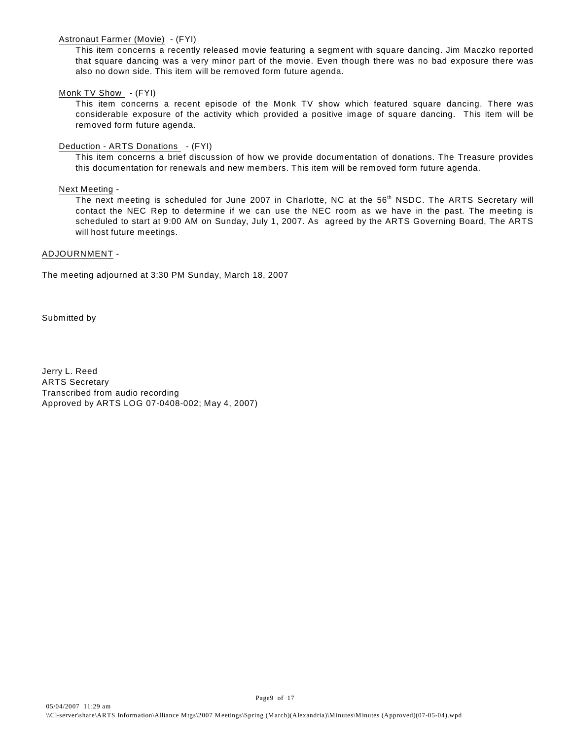Astronaut Farmer (Movie) - (FYI)

This item concerns a recently released movie featuring a segment with square dancing. Jim Maczko reported that square dancing was a very minor part of the movie. Even though there was no bad exposure there was also no down side. This item will be removed form future agenda.

Monk TV Show - (FYI)

This item concerns a recent episode of the Monk TV show which featured square dancing. There was considerable exposure of the activity which provided a positive image of square dancing. This item will be removed form future agenda.

Deduction - ARTS Donations - (FYI)

This item concerns a brief discussion of how we provide documentation of donations. The Treasure provides this documentation for renewals and new members. This item will be removed form future agenda.

Next Meeting -

The next meeting is scheduled for June 2007 in Charlotte, NC at the 56th NSDC. The ARTS Secretary will contact the NEC Rep to determine if we can use the NEC room as we have in the past. The meeting is scheduled to start at 9:00 AM on Sunday, July 1, 2007. As agreed by the ARTS Governing Board, The ARTS will host future meetings.

ADJOURNMENT -

The meeting adjourned at 3:30 PM Sunday, March 18, 2007

Submitted by

Jerry L. Reed
ARTS Secretary
Transcribed from audio recording
Approved by ARTS LOG 07-0408-002; May 4, 2007)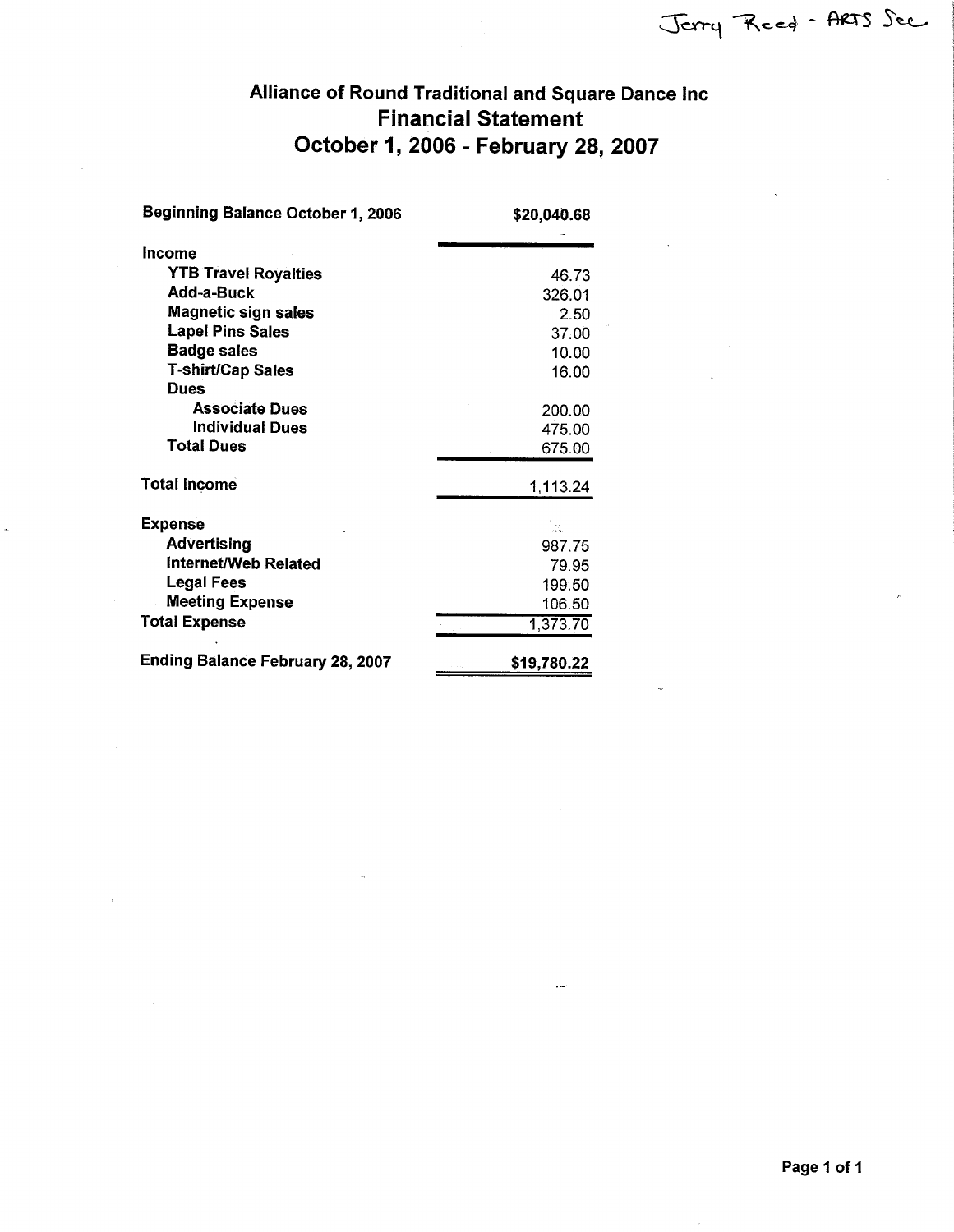Jerry Reed - ARTS Sec

# Alliance of Round Traditional and Square Dance Inc
## Financial Statement
## October 1, 2006 - February 28, 2007

| | |
|---|---|
| **Beginning Balance October 1, 2006** | **$20,040.68** |
| **Income** | |
| **YTB Travel Royalties** | 46.73 |
| **Add-a-Buck** | 326.01 |
| **Magnetic sign sales** | 2.50 |
| **Lapel Pins Sales** | 37.00 |
| **Badge sales** | 10.00 |
| **T-shirt/Cap Sales** | 16.00 |
| **Dues** | |
| **Associate Dues** | 200.00 |
| **Individual Dues** | 475.00 |
| **Total Dues** | 675.00 |
| **Total Income** | 1,113.24 |
| **Expense** | |
| **Advertising** | 987.75 |
| **Internet/Web Related** | 79.95 |
| **Legal Fees** | 199.50 |
| **Meeting Expense** | 106.50 |
| **Total Expense** | 1,373.70 |
| **Ending Balance February 28, 2007** | **$19,780.22** |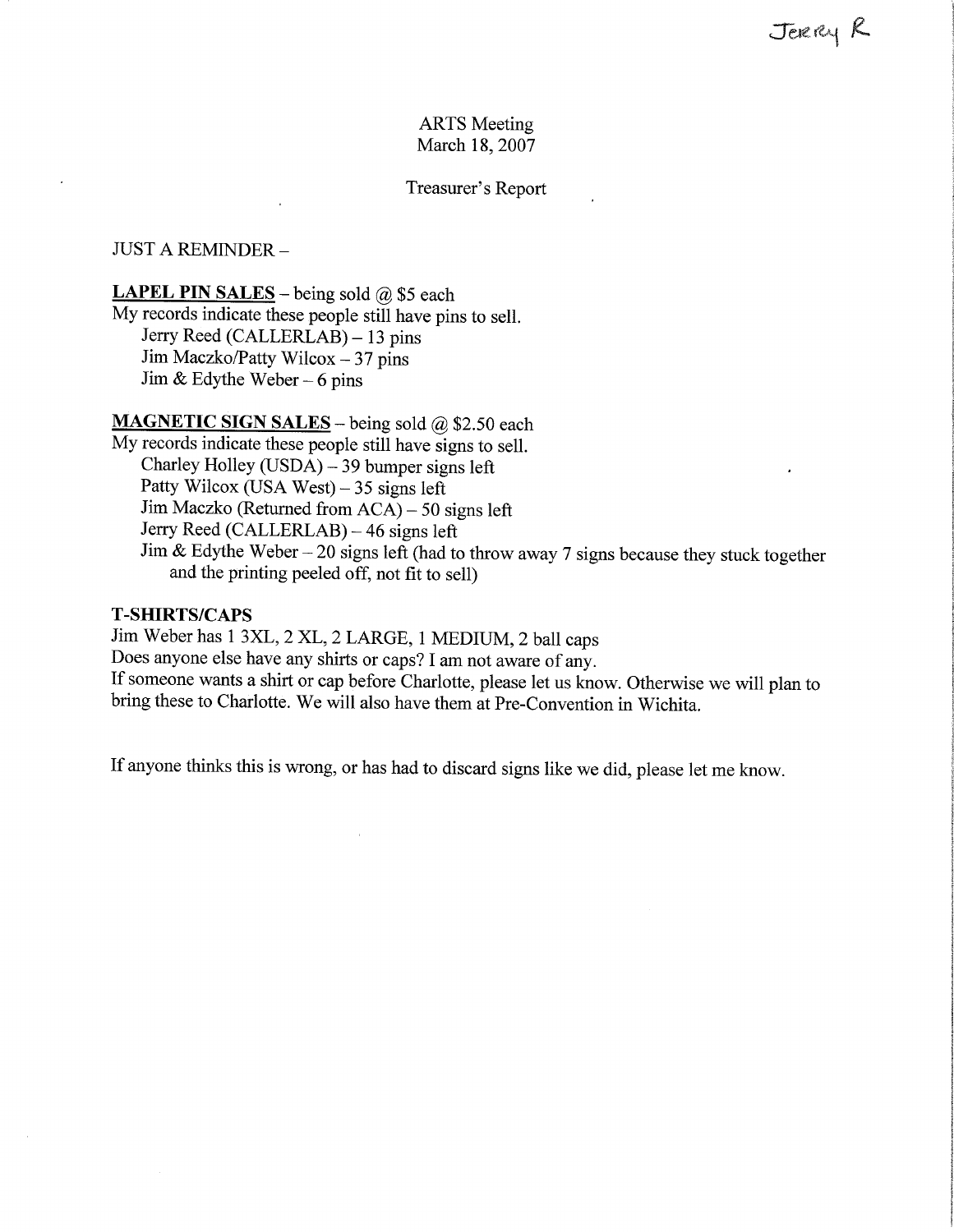Jerry R

ARTS Meeting
March 18, 2007

Treasurer's Report

JUST A REMINDER –

**LAPEL PIN SALES** – being sold @ $5 each
My records indicate these people still have pins to sell.
- Jerry Reed (CALLERLAB) – 13 pins
- Jim Maczko/Patty Wilcox – 37 pins
- Jim & Edythe Weber – 6 pins

**MAGNETIC SIGN SALES** – being sold @ $2.50 each
My records indicate these people still have signs to sell.
- Charley Holley (USDA) – 39 bumper signs left
- Patty Wilcox (USA West) – 35 signs left
- Jim Maczko (Returned from ACA) – 50 signs left
- Jerry Reed (CALLERLAB) – 46 signs left
- Jim & Edythe Weber – 20 signs left (had to throw away 7 signs because they stuck together and the printing peeled off, not fit to sell)

**T-SHIRTS/CAPS**
Jim Weber has 1 3XL, 2 XL, 2 LARGE, 1 MEDIUM, 2 ball caps
Does anyone else have any shirts or caps? I am not aware of any.
If someone wants a shirt or cap before Charlotte, please let us know. Otherwise we will plan to bring these to Charlotte. We will also have them at Pre-Convention in Wichita.

If anyone thinks this is wrong, or has had to discard signs like we did, please let me know.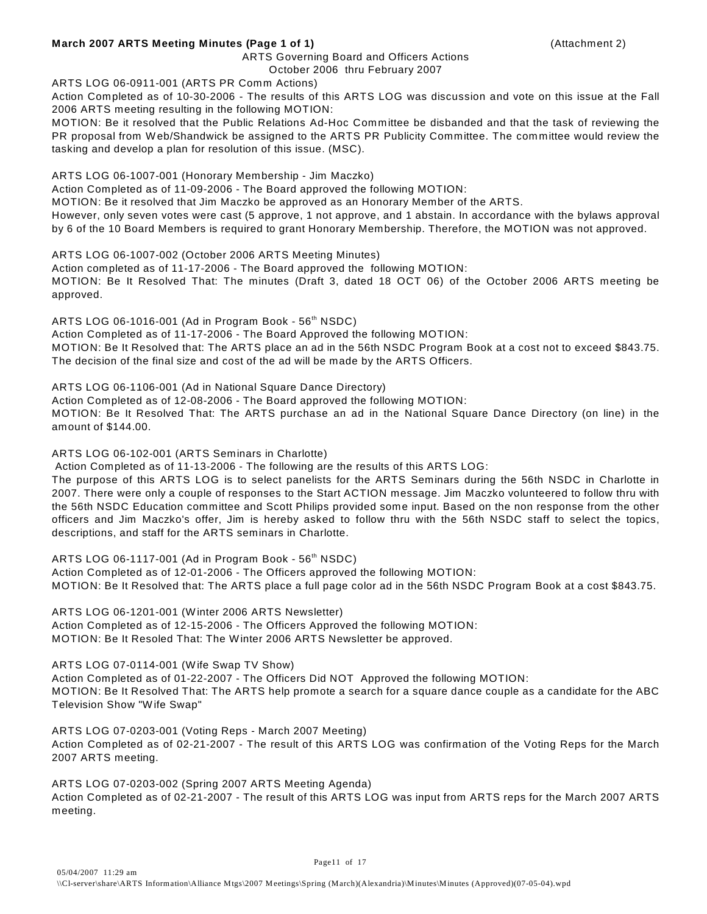**March 2007 ARTS Meeting Minutes (Page 1 of 1)** (Attachment 2)

ARTS Governing Board and Officers Actions
October 2006 thru February 2007

ARTS LOG 06-0911-001 (ARTS PR Comm Actions)
Action Completed as of 10-30-2006 - The results of this ARTS LOG was discussion and vote on this issue at the Fall 2006 ARTS meeting resulting in the following MOTION:
MOTION: Be it resolved that the Public Relations Ad-Hoc Committee be disbanded and that the task of reviewing the PR proposal from Web/Shandwick be assigned to the ARTS PR Publicity Committee. The committee would review the tasking and develop a plan for resolution of this issue. (MSC).

ARTS LOG 06-1007-001 (Honorary Membership - Jim Maczko)
Action Completed as of 11-09-2006 - The Board approved the following MOTION:
MOTION: Be it resolved that Jim Maczko be approved as an Honorary Member of the ARTS.
However, only seven votes were cast (5 approve, 1 not approve, and 1 abstain. In accordance with the bylaws approval by 6 of the 10 Board Members is required to grant Honorary Membership. Therefore, the MOTION was not approved.

ARTS LOG 06-1007-002 (October 2006 ARTS Meeting Minutes)
Action completed as of 11-17-2006 - The Board approved the following MOTION:
MOTION: Be It Resolved That: The minutes (Draft 3, dated 18 OCT 06) of the October 2006 ARTS meeting be approved.

ARTS LOG 06-1016-001 (Ad in Program Book - 56th NSDC)
Action Completed as of 11-17-2006 - The Board Approved the following MOTION:
MOTION: Be It Resolved that: The ARTS place an ad in the 56th NSDC Program Book at a cost not to exceed $843.75. The decision of the final size and cost of the ad will be made by the ARTS Officers.

ARTS LOG 06-1106-001 (Ad in National Square Dance Directory)
Action Completed as of 12-08-2006 - The Board approved the following MOTION:
MOTION: Be It Resolved That: The ARTS purchase an ad in the National Square Dance Directory (on line) in the amount of $144.00.

ARTS LOG 06-102-001 (ARTS Seminars in Charlotte)
Action Completed as of 11-13-2006 - The following are the results of this ARTS LOG:
The purpose of this ARTS LOG is to select panelists for the ARTS Seminars during the 56th NSDC in Charlotte in 2007. There were only a couple of responses to the Start ACTION message. Jim Maczko volunteered to follow thru with the 56th NSDC Education committee and Scott Philips provided some input. Based on the non response from the other officers and Jim Maczko's offer, Jim is hereby asked to follow thru with the 56th NSDC staff to select the topics, descriptions, and staff for the ARTS seminars in Charlotte.

ARTS LOG 06-1117-001 (Ad in Program Book - 56th NSDC)
Action Completed as of 12-01-2006 - The Officers approved the following MOTION:
MOTION: Be It Resolved that: The ARTS place a full page color ad in the 56th NSDC Program Book at a cost $843.75.

ARTS LOG 06-1201-001 (Winter 2006 ARTS Newsletter)
Action Completed as of 12-15-2006 - The Officers Approved the following MOTION:
MOTION: Be It Resoled That: The Winter 2006 ARTS Newsletter be approved.

ARTS LOG 07-0114-001 (Wife Swap TV Show)
Action Completed as of 01-22-2007 - The Officers Did NOT Approved the following MOTION:
MOTION: Be It Resolved That: The ARTS help promote a search for a square dance couple as a candidate for the ABC Television Show "Wife Swap"

ARTS LOG 07-0203-001 (Voting Reps - March 2007 Meeting)
Action Completed as of 02-21-2007 - The result of this ARTS LOG was confirmation of the Voting Reps for the March 2007 ARTS meeting.

ARTS LOG 07-0203-002 (Spring 2007 ARTS Meeting Agenda)
Action Completed as of 02-21-2007 - The result of this ARTS LOG was input from ARTS reps for the March 2007 ARTS meeting.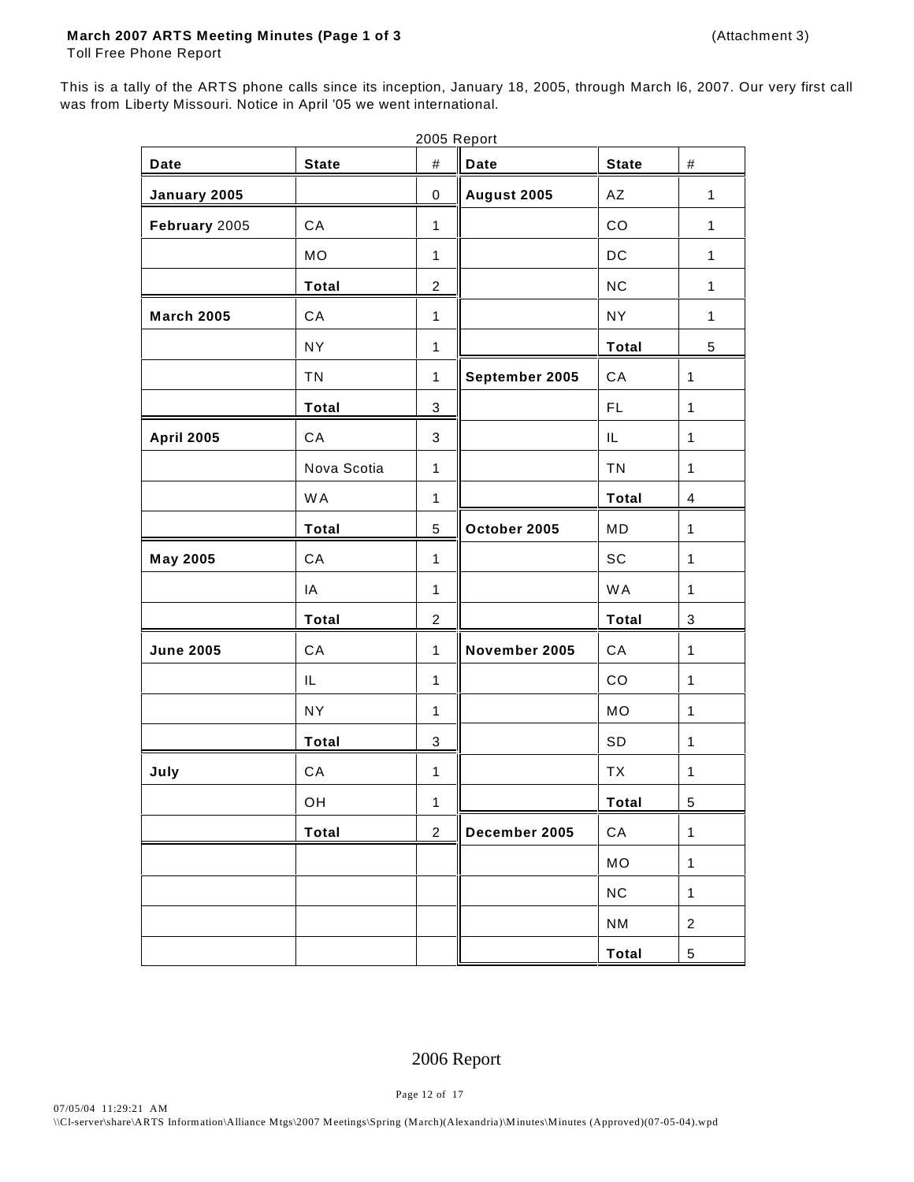**March 2007 ARTS Meeting Minutes (Page 1 of 3** (Attachment 3)

Toll Free Phone Report

This is a tally of the ARTS phone calls since its inception, January 18, 2005, through March l6, 2007. Our very first call was from Liberty Missouri. Notice in April '05 we went international.

2005 Report

| Date | State | # | Date | State | # |
|---|---|---|---|---|---|
| **January 2005** | | 0 | **August 2005** | AZ | 1 |
| **February** 2005 | CA | 1 | | CO | 1 |
| | MO | 1 | | DC | 1 |
| | **Total** | 2 | | NC | 1 |
| **March 2005** | CA | 1 | | NY | 1 |
| | NY | 1 | | **Total** | 5 |
| | TN | 1 | **September 2005** | CA | 1 |
| | **Total** | 3 | | FL | 1 |
| **April 2005** | CA | 3 | | IL | 1 |
| | Nova Scotia | 1 | | TN | 1 |
| | WA | 1 | | **Total** | 4 |
| | **Total** | 5 | **October 2005** | MD | 1 |
| **May 2005** | CA | 1 | | SC | 1 |
| | IA | 1 | | WA | 1 |
| | **Total** | 2 | | **Total** | 3 |
| **June 2005** | CA | 1 | **November 2005** | CA | 1 |
| | IL | 1 | | CO | 1 |
| | NY | 1 | | MO | 1 |
| | **Total** | 3 | | SD | 1 |
| **July** | CA | 1 | | TX | 1 |
| | OH | 1 | | **Total** | 5 |
| | **Total** | 2 | **December 2005** | CA | 1 |
| | | | | MO | 1 |
| | | | | NC | 1 |
| | | | | NM | 2 |
| | | | | **Total** | 5 |

2006 Report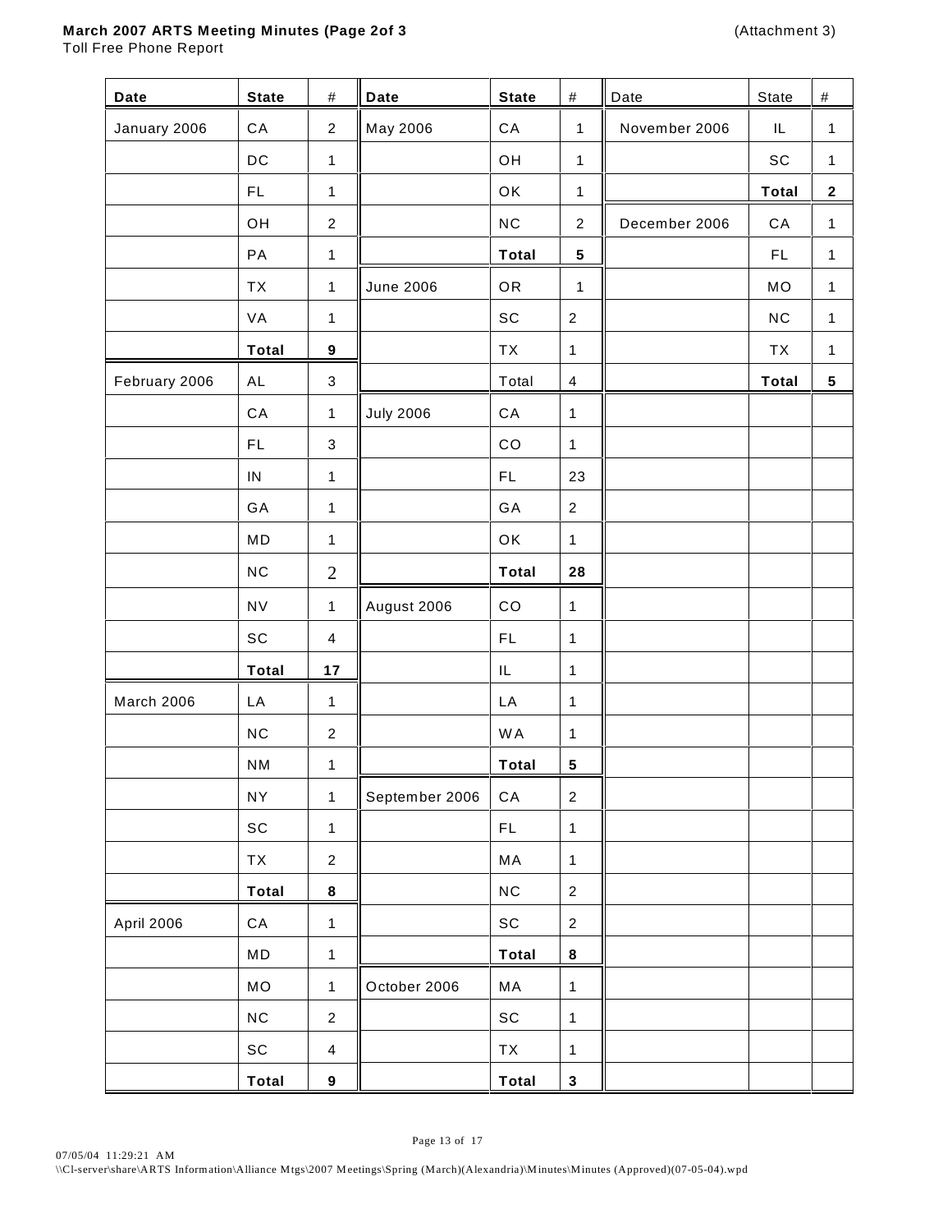**March 2007 ARTS Meeting Minutes (Page 2of 3** (Attachment 3)

Toll Free Phone Report

| Date | State | # | Date | State | # | Date | State | # |
|---|---|---|---|---|---|---|---|---|
| January 2006 | CA | 2 | May 2006 | CA | 1 | November 2006 | IL | 1 |
| | DC | 1 | | OH | 1 | | SC | 1 |
| | FL | 1 | | OK | 1 | | **Total** | **2** |
| | OH | 2 | | NC | 2 | December 2006 | CA | 1 |
| | PA | 1 | | **Total** | **5** | | FL | 1 |
| | TX | 1 | June 2006 | OR | 1 | | MO | 1 |
| | VA | 1 | | SC | 2 | | NC | 1 |
| | **Total** | **9** | | TX | 1 | | TX | 1 |
| February 2006 | AL | 3 | | Total | 4 | | **Total** | **5** |
| | CA | 1 | July 2006 | CA | 1 | | | |
| | FL | 3 | | CO | 1 | | | |
| | IN | 1 | | FL | 23 | | | |
| | GA | 1 | | GA | 2 | | | |
| | MD | 1 | | OK | 1 | | | |
| | NC | 2 | | **Total** | **28** | | | |
| | NV | 1 | August 2006 | CO | 1 | | | |
| | SC | 4 | | FL | 1 | | | |
| | **Total** | **17** | | IL | 1 | | | |
| March 2006 | LA | 1 | | LA | 1 | | | |
| | NC | 2 | | WA | 1 | | | |
| | NM | 1 | | **Total** | **5** | | | |
| | NY | 1 | September 2006 | CA | 2 | | | |
| | SC | 1 | | FL | 1 | | | |
| | TX | 2 | | MA | 1 | | | |
| | **Total** | **8** | | NC | 2 | | | |
| April 2006 | CA | 1 | | SC | 2 | | | |
| | MD | 1 | | **Total** | **8** | | | |
| | MO | 1 | October 2006 | MA | 1 | | | |
| | NC | 2 | | SC | 1 | | | |
| | SC | 4 | | TX | 1 | | | |
| | **Total** | **9** | | **Total** | **3** | | | |

07/05/04 11:29:21 AM
\\Cl-server\share\ARTS Information\Alliance Mtgs\2007 Meetings\Spring (March)(Alexandria)\Minutes\Minutes (Approved)(07-05-04).wpd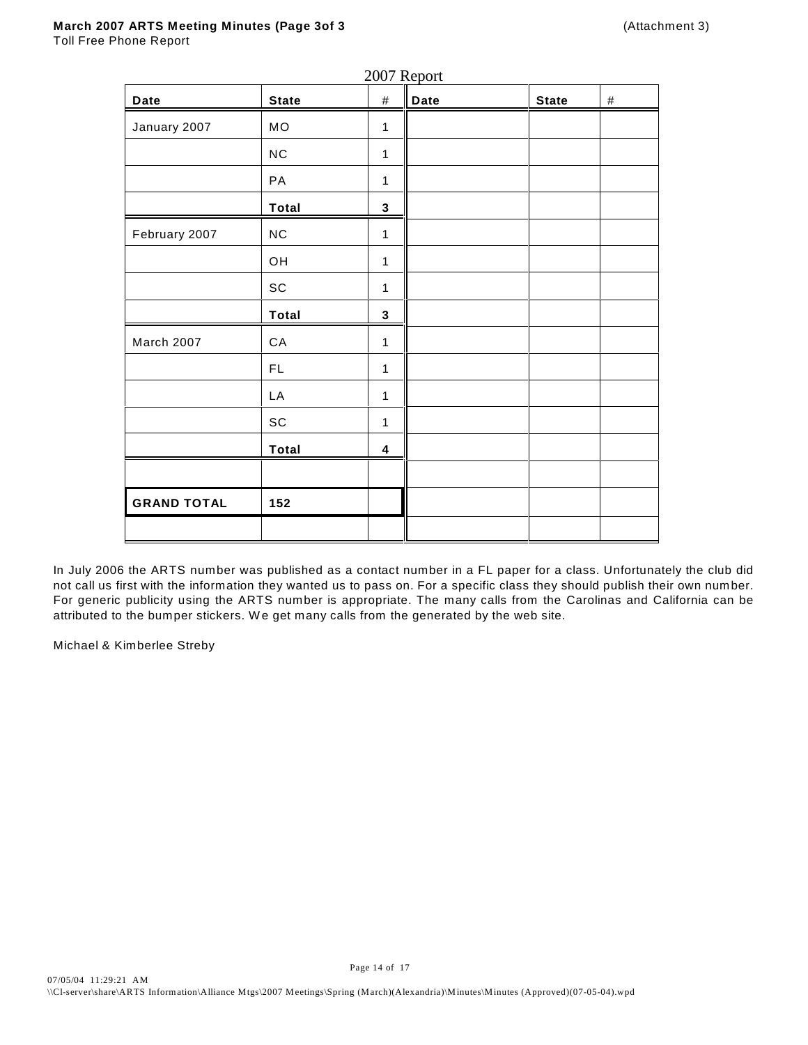**March 2007 ARTS Meeting Minutes (Page 3of 3** (Attachment 3)
Toll Free Phone Report

2007 Report

| Date | State | # | Date | State | # |
|---|---|---|---|---|---|
| January 2007 | MO | 1 | | | |
| | NC | 1 | | | |
| | PA | 1 | | | |
| | **Total** | **3** | | | |
| February 2007 | NC | 1 | | | |
| | OH | 1 | | | |
| | SC | 1 | | | |
| | **Total** | **3** | | | |
| March 2007 | CA | 1 | | | |
| | FL | 1 | | | |
| | LA | 1 | | | |
| | SC | 1 | | | |
| | **Total** | **4** | | | |
| | | | | | |
| **GRAND TOTAL** | **152** | | | | |
| | | | | | |

In July 2006 the ARTS number was published as a contact number in a FL paper for a class. Unfortunately the club did not call us first with the information they wanted us to pass on. For a specific class they should publish their own number. For generic publicity using the ARTS number is appropriate. The many calls from the Carolinas and California can be attributed to the bumper stickers. We get many calls from the generated by the web site.

Michael & Kimberlee Streby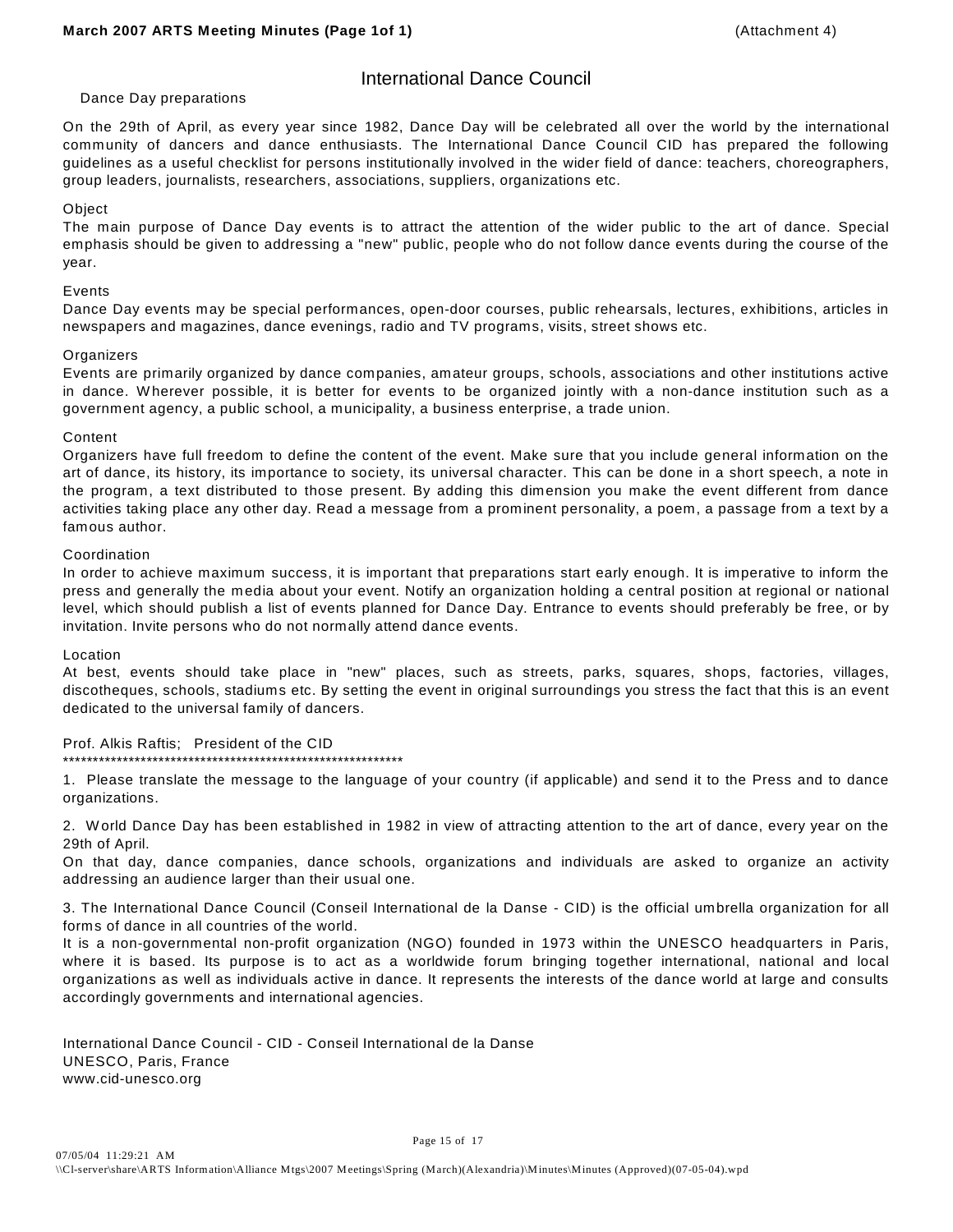# International Dance Council

Dance Day preparations

On the 29th of April, as every year since 1982, Dance Day will be celebrated all over the world by the international community of dancers and dance enthusiasts. The International Dance Council CID has prepared the following guidelines as a useful checklist for persons institutionally involved in the wider field of dance: teachers, choreographers, group leaders, journalists, researchers, associations, suppliers, organizations etc.

Object
The main purpose of Dance Day events is to attract the attention of the wider public to the art of dance. Special emphasis should be given to addressing a "new" public, people who do not follow dance events during the course of the year.

Events
Dance Day events may be special performances, open-door courses, public rehearsals, lectures, exhibitions, articles in newspapers and magazines, dance evenings, radio and TV programs, visits, street shows etc.

Organizers
Events are primarily organized by dance companies, amateur groups, schools, associations and other institutions active in dance. Wherever possible, it is better for events to be organized jointly with a non-dance institution such as a government agency, a public school, a municipality, a business enterprise, a trade union.

Content
Organizers have full freedom to define the content of the event. Make sure that you include general information on the art of dance, its history, its importance to society, its universal character. This can be done in a short speech, a note in the program, a text distributed to those present. By adding this dimension you make the event different from dance activities taking place any other day. Read a message from a prominent personality, a poem, a passage from a text by a famous author.

Coordination
In order to achieve maximum success, it is important that preparations start early enough. It is imperative to inform the press and generally the media about your event. Notify an organization holding a central position at regional or national level, which should publish a list of events planned for Dance Day. Entrance to events should preferably be free, or by invitation. Invite persons who do not normally attend dance events.

Location
At best, events should take place in "new" places, such as streets, parks, squares, shops, factories, villages, discotheques, schools, stadiums etc. By setting the event in original surroundings you stress the fact that this is an event dedicated to the universal family of dancers.

Prof. Alkis Raftis; President of the CID
************************************************************

1. Please translate the message to the language of your country (if applicable) and send it to the Press and to dance organizations.

2. World Dance Day has been established in 1982 in view of attracting attention to the art of dance, every year on the 29th of April.
On that day, dance companies, dance schools, organizations and individuals are asked to organize an activity addressing an audience larger than their usual one.

3. The International Dance Council (Conseil International de la Danse - CID) is the official umbrella organization for all forms of dance in all countries of the world.
It is a non-governmental non-profit organization (NGO) founded in 1973 within the UNESCO headquarters in Paris, where it is based. Its purpose is to act as a worldwide forum bringing together international, national and local organizations as well as individuals active in dance. It represents the interests of the dance world at large and consults accordingly governments and international agencies.

International Dance Council - CID - Conseil International de la Danse
UNESCO, Paris, France
www.cid-unesco.org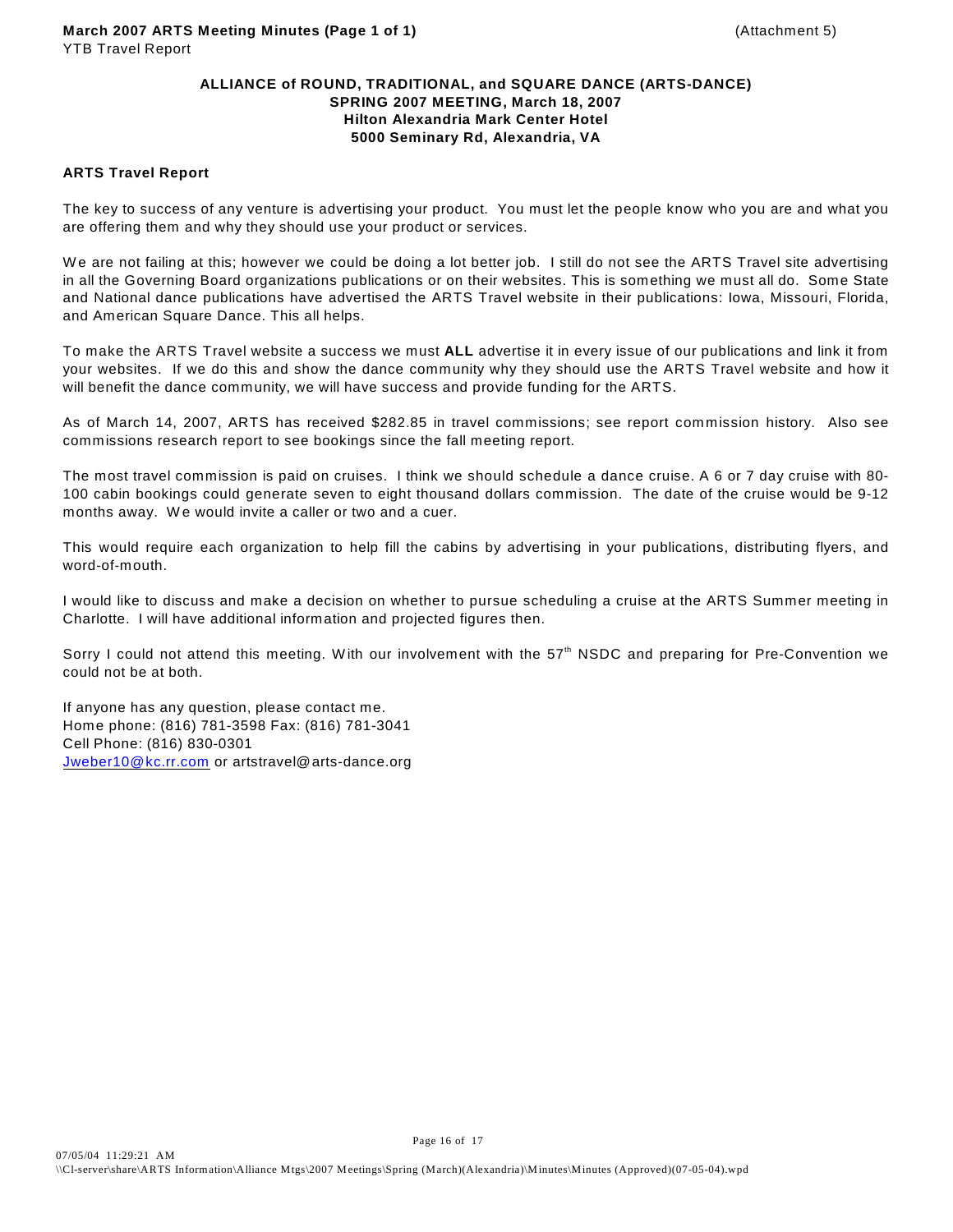March 2007 ARTS Meeting Minutes (Page 1 of 1) (Attachment 5)
YTB Travel Report

**ALLIANCE of ROUND, TRADITIONAL, and SQUARE DANCE (ARTS-DANCE)**
**SPRING 2007 MEETING, March 18, 2007**
**Hilton Alexandria Mark Center Hotel**
**5000 Seminary Rd, Alexandria, VA**

**ARTS Travel Report**

The key to success of any venture is advertising your product. You must let the people know who you are and what you are offering them and why they should use your product or services.

We are not failing at this; however we could be doing a lot better job. I still do not see the ARTS Travel site advertising in all the Governing Board organizations publications or on their websites. This is something we must all do. Some State and National dance publications have advertised the ARTS Travel website in their publications: Iowa, Missouri, Florida, and American Square Dance. This all helps.

To make the ARTS Travel website a success we must **ALL** advertise it in every issue of our publications and link it from your websites. If we do this and show the dance community why they should use the ARTS Travel website and how it will benefit the dance community, we will have success and provide funding for the ARTS.

As of March 14, 2007, ARTS has received $282.85 in travel commissions; see report commission history. Also see commissions research report to see bookings since the fall meeting report.

The most travel commission is paid on cruises. I think we should schedule a dance cruise. A 6 or 7 day cruise with 80-100 cabin bookings could generate seven to eight thousand dollars commission. The date of the cruise would be 9-12 months away. We would invite a caller or two and a cuer.

This would require each organization to help fill the cabins by advertising in your publications, distributing flyers, and word-of-mouth.

I would like to discuss and make a decision on whether to pursue scheduling a cruise at the ARTS Summer meeting in Charlotte. I will have additional information and projected figures then.

Sorry I could not attend this meeting. With our involvement with the 57th NSDC and preparing for Pre-Convention we could not be at both.

If anyone has any question, please contact me.
Home phone: (816) 781-3598 Fax: (816) 781-3041
Cell Phone: (816) 830-0301
Jweber10@kc.rr.com or artstravel@arts-dance.org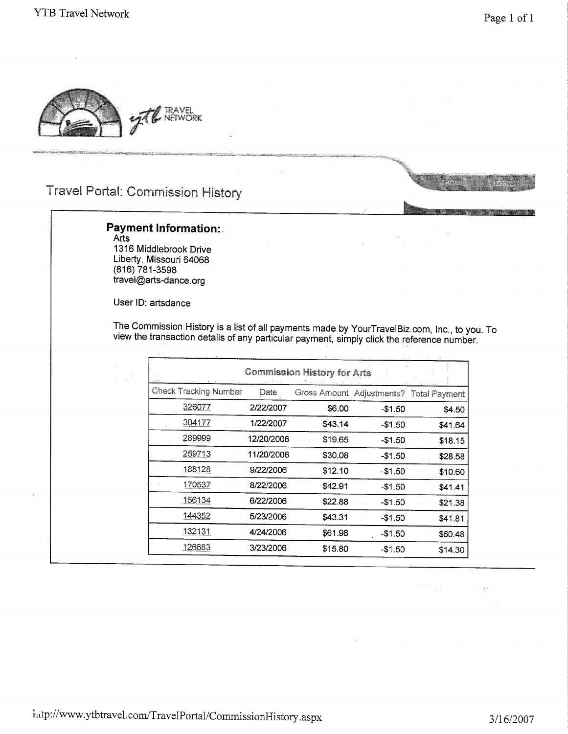# Travel Portal: Commission History

**Payment Information:**

Arts
1316 Middlebrook Drive
Liberty, Missouri 64068
(816) 781-3598
travel@arts-dance.org

User ID: artsdance

The Commission History is a list of all payments made by YourTravelBiz.com, Inc., to you. To view the transaction details of any particular payment, simply click the reference number.

| Commission History for Arts | | | | |
|---|---|---|---|---|
| Check Tracking Number | Date | Gross Amount | Adjustments? | Total Payment |
| 326077 | 2/22/2007 | $6.00 | -$1.50 | $4.50 |
| 304177 | 1/22/2007 | $43.14 | -$1.50 | $41.64 |
| 289999 | 12/20/2006 | $19.65 | -$1.50 | $18.15 |
| 259713 | 11/20/2006 | $30.08 | -$1.50 | $28.58 |
| 188128 | 9/22/2006 | $12.10 | -$1.50 | $10.60 |
| 170537 | 8/22/2006 | $42.91 | -$1.50 | $41.41 |
| 156134 | 6/22/2006 | $22.88 | -$1.50 | $21.38 |
| 144352 | 5/23/2006 | $43.31 | -$1.50 | $41.81 |
| 132131 | 4/24/2006 | $61.98 | -$1.50 | $60.48 |
| 126683 | 3/23/2006 | $15.80 | -$1.50 | $14.30 |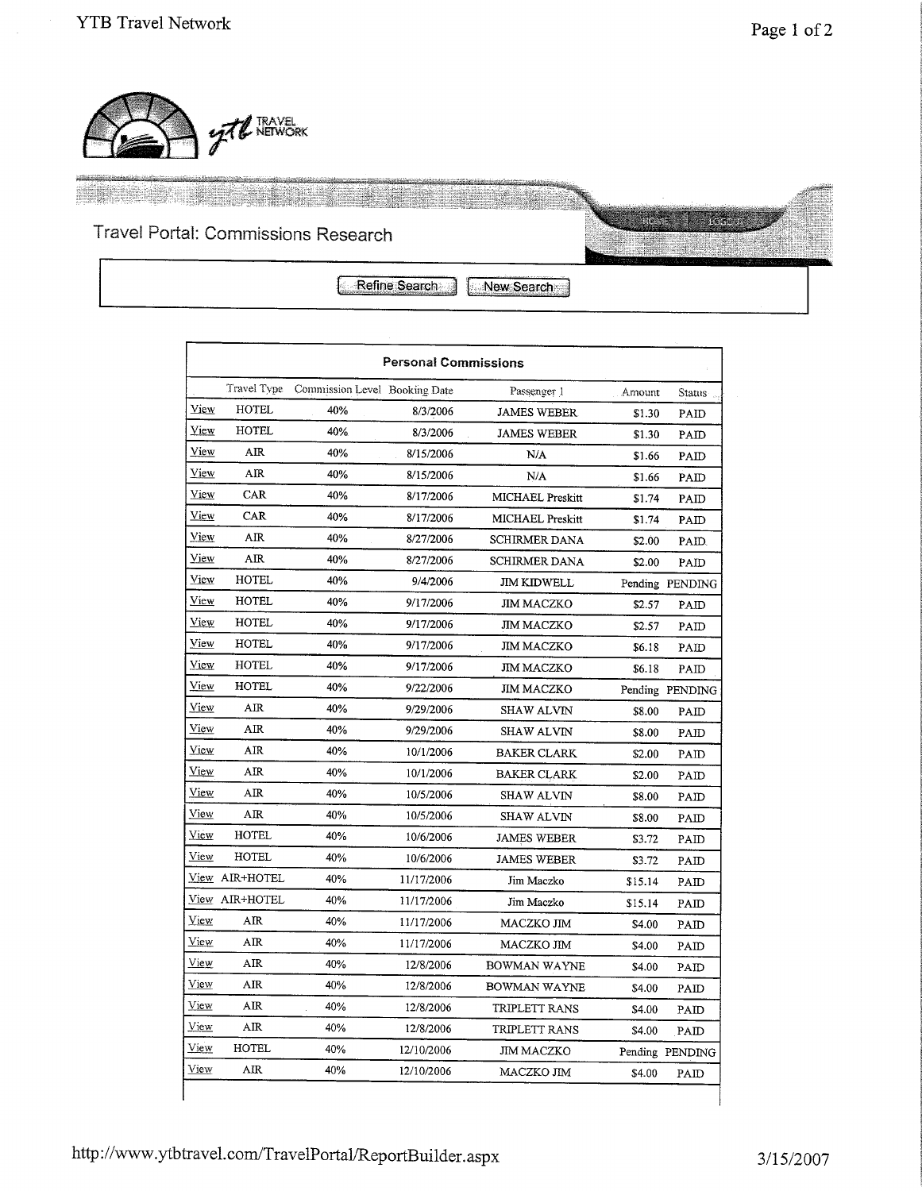Travel Portal: Commissions Research

Refine Search | New Search

**Personal Commissions**

| | Travel Type | Commission Level | Booking Date | Passenger 1 | Amount | Status |
|---|---|---|---|---|---|---|
| View | HOTEL | 40% | 8/3/2006 | JAMES WEBER | $1.30 | PAID |
| View | HOTEL | 40% | 8/3/2006 | JAMES WEBER | $1.30 | PAID |
| View | AIR | 40% | 8/15/2006 | N/A | $1.66 | PAID |
| View | AIR | 40% | 8/15/2006 | N/A | $1.66 | PAID |
| View | CAR | 40% | 8/17/2006 | MICHAEL Preskitt | $1.74 | PAID |
| View | CAR | 40% | 8/17/2006 | MICHAEL Preskitt | $1.74 | PAID |
| View | AIR | 40% | 8/27/2006 | SCHIRMER DANA | $2.00 | PAID |
| View | AIR | 40% | 8/27/2006 | SCHIRMER DANA | $2.00 | PAID |
| View | HOTEL | 40% | 9/4/2006 | JIM KIDWELL | Pending | PENDING |
| View | HOTEL | 40% | 9/17/2006 | JIM MACZKO | $2.57 | PAID |
| View | HOTEL | 40% | 9/17/2006 | JIM MACZKO | $2.57 | PAID |
| View | HOTEL | 40% | 9/17/2006 | JIM MACZKO | $6.18 | PAID |
| View | HOTEL | 40% | 9/17/2006 | JIM MACZKO | $6.18 | PAID |
| View | HOTEL | 40% | 9/22/2006 | JIM MACZKO | Pending | PENDING |
| View | AIR | 40% | 9/29/2006 | SHAW ALVIN | $8.00 | PAID |
| View | AIR | 40% | 9/29/2006 | SHAW ALVIN | $8.00 | PAID |
| View | AIR | 40% | 10/1/2006 | BAKER CLARK | $2.00 | PAID |
| View | AIR | 40% | 10/1/2006 | BAKER CLARK | $2.00 | PAID |
| View | AIR | 40% | 10/5/2006 | SHAW ALVIN | $8.00 | PAID |
| View | AIR | 40% | 10/5/2006 | SHAW ALVIN | $8.00 | PAID |
| View | HOTEL | 40% | 10/6/2006 | JAMES WEBER | $3.72 | PAID |
| View | HOTEL | 40% | 10/6/2006 | JAMES WEBER | $3.72 | PAID |
| View | AIR+HOTEL | 40% | 11/17/2006 | Jim Maczko | $15.14 | PAID |
| View | AIR+HOTEL | 40% | 11/17/2006 | Jim Maczko | $15.14 | PAID |
| View | AIR | 40% | 11/17/2006 | MACZKO JIM | $4.00 | PAID |
| View | AIR | 40% | 11/17/2006 | MACZKO JIM | $4.00 | PAID |
| View | AIR | 40% | 12/8/2006 | BOWMAN WAYNE | $4.00 | PAID |
| View | AIR | 40% | 12/8/2006 | BOWMAN WAYNE | $4.00 | PAID |
| View | AIR | 40% | 12/8/2006 | TRIPLETT RANS | $4.00 | PAID |
| View | AIR | 40% | 12/8/2006 | TRIPLETT RANS | $4.00 | PAID |
| View | HOTEL | 40% | 12/10/2006 | JIM MACZKO | Pending | PENDING |
| View | AIR | 40% | 12/10/2006 | MACZKO JIM | $4.00 | PAID |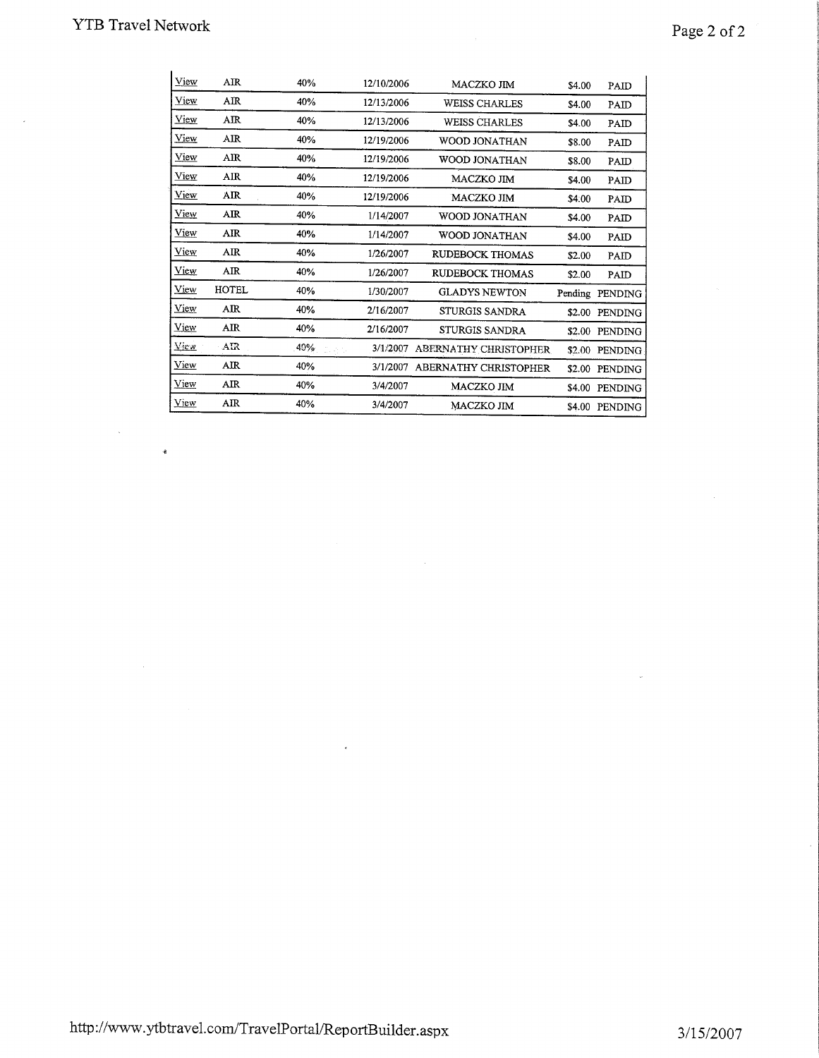| | | | | | | |
|---|---|---|---|---|---|---|
| View | AIR | 40% | 12/10/2006 | MACZKO JIM | $4.00 | PAID |
| View | AIR | 40% | 12/13/2006 | WEISS CHARLES | $4.00 | PAID |
| View | AIR | 40% | 12/13/2006 | WEISS CHARLES | $4.00 | PAID |
| View | AIR | 40% | 12/19/2006 | WOOD JONATHAN | $8.00 | PAID |
| View | AIR | 40% | 12/19/2006 | WOOD JONATHAN | $8.00 | PAID |
| View | AIR | 40% | 12/19/2006 | MACZKO JIM | $4.00 | PAID |
| View | AIR | 40% | 12/19/2006 | MACZKO JIM | $4.00 | PAID |
| View | AIR | 40% | 1/14/2007 | WOOD JONATHAN | $4.00 | PAID |
| View | AIR | 40% | 1/14/2007 | WOOD JONATHAN | $4.00 | PAID |
| View | AIR | 40% | 1/26/2007 | RUDEBOCK THOMAS | $2.00 | PAID |
| View | AIR | 40% | 1/26/2007 | RUDEBOCK THOMAS | $2.00 | PAID |
| View | HOTEL | 40% | 1/30/2007 | GLADYS NEWTON | Pending | PENDING |
| View | AIR | 40% | 2/16/2007 | STURGIS SANDRA | $2.00 | PENDING |
| View | AIR | 40% | 2/16/2007 | STURGIS SANDRA | $2.00 | PENDING |
| View | AIR | 40% | 3/1/2007 | ABERNATHY CHRISTOPHER | $2.00 | PENDING |
| View | AIR | 40% | 3/1/2007 | ABERNATHY CHRISTOPHER | $2.00 | PENDING |
| View | AIR | 40% | 3/4/2007 | MACZKO JIM | $4.00 | PENDING |
| View | AIR | 40% | 3/4/2007 | MACZKO JIM | $4.00 | PENDING |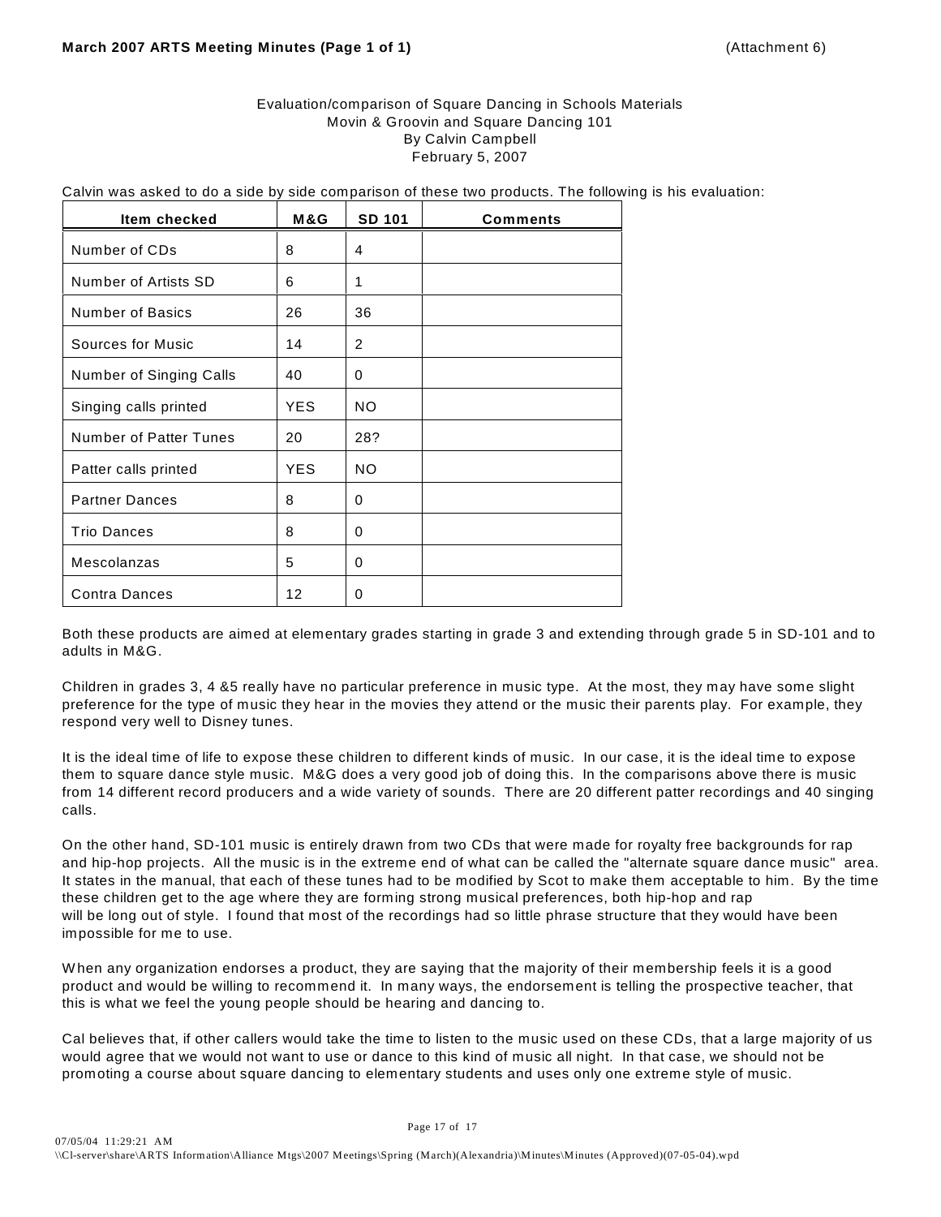**March 2007 ARTS Meeting Minutes (Page 1 of 1)** (Attachment 6)

Evaluation/comparison of Square Dancing in Schools Materials
Movin & Groovin and Square Dancing 101
By Calvin Campbell
February 5, 2007

Calvin was asked to do a side by side comparison of these two products. The following is his evaluation:

| Item checked | M&G | SD 101 | Comments |
|---|---|---|---|
| Number of CDs | 8 | 4 | |
| Number of Artists SD | 6 | 1 | |
| Number of Basics | 26 | 36 | |
| Sources for Music | 14 | 2 | |
| Number of Singing Calls | 40 | 0 | |
| Singing calls printed | YES | NO | |
| Number of Patter Tunes | 20 | 28? | |
| Patter calls printed | YES | NO | |
| Partner Dances | 8 | 0 | |
| Trio Dances | 8 | 0 | |
| Mescolanzas | 5 | 0 | |
| Contra Dances | 12 | 0 | |

Both these products are aimed at elementary grades starting in grade 3 and extending through grade 5 in SD-101 and to adults in M&G.

Children in grades 3, 4 &5 really have no particular preference in music type. At the most, they may have some slight preference for the type of music they hear in the movies they attend or the music their parents play. For example, they respond very well to Disney tunes.

It is the ideal time of life to expose these children to different kinds of music. In our case, it is the ideal time to expose them to square dance style music. M&G does a very good job of doing this. In the comparisons above there is music from 14 different record producers and a wide variety of sounds. There are 20 different patter recordings and 40 singing calls.

On the other hand, SD-101 music is entirely drawn from two CDs that were made for royalty free backgrounds for rap and hip-hop projects. All the music is in the extreme end of what can be called the "alternate square dance music" area. It states in the manual, that each of these tunes had to be modified by Scot to make them acceptable to him. By the time these children get to the age where they are forming strong musical preferences, both hip-hop and rap will be long out of style. I found that most of the recordings had so little phrase structure that they would have been impossible for me to use.

When any organization endorses a product, they are saying that the majority of their membership feels it is a good product and would be willing to recommend it. In many ways, the endorsement is telling the prospective teacher, that this is what we feel the young people should be hearing and dancing to.

Cal believes that, if other callers would take the time to listen to the music used on these CDs, that a large majority of us would agree that we would not want to use or dance to this kind of music all night. In that case, we should not be promoting a course about square dancing to elementary students and uses only one extreme style of music.